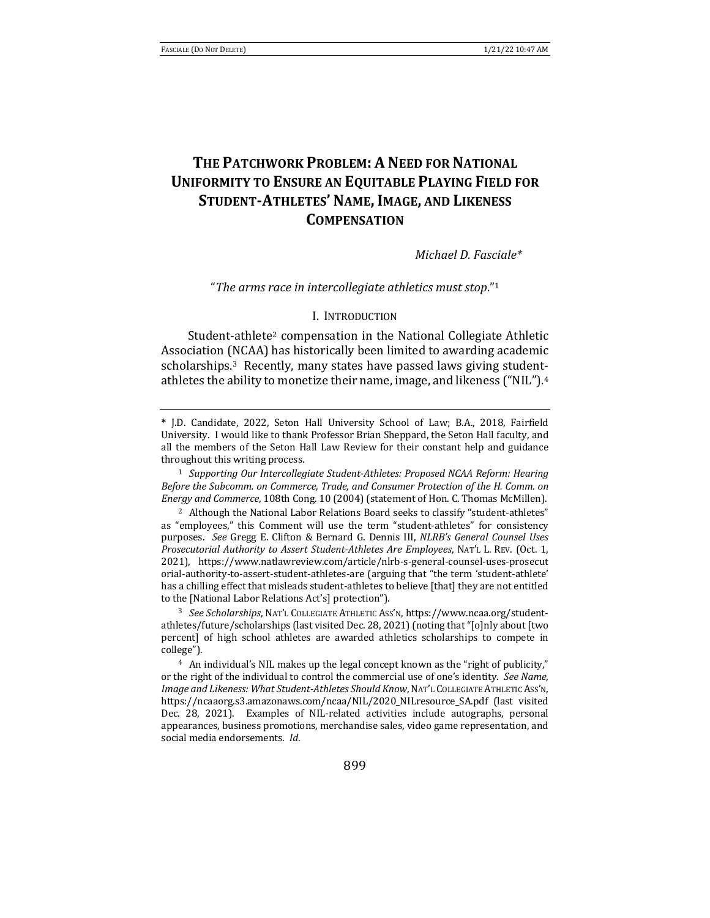# THE PATCHWORK PROBLEM: A NEED FOR NATIONAL UNIFORMITY TO ENSURE AN EQUITABLE PLAYING FIELD FOR STUDENT-ATHLETES' NAME, IMAGE, AND LIKENESS COMPENSATION

*Michael D. Fasciale\**

"*The arms race in intercollegiate athletics must stop*."[1]

## I. INTRODUCTION

Student-athlete[2] compensation in the National Collegiate Athletic Association (NCAA) has historically been limited to awarding academic scholarships.[3] Recently, many states have passed laws giving student-athletes the ability to monetize their name, image, and likeness ("NIL").[4]

---

\* J.D. Candidate, 2022, Seton Hall University School of Law; B.A., 2018, Fairfield University. I would like to thank Professor Brian Sheppard, the Seton Hall faculty, and all the members of the Seton Hall Law Review for their constant help and guidance throughout this writing process.

[1] *Supporting Our Intercollegiate Student-Athletes: Proposed NCAA Reform: Hearing Before the Subcomm. on Commerce, Trade, and Consumer Protection of the H. Comm. on Energy and Commerce*, 108th Cong. 10 (2004) (statement of Hon. C. Thomas McMillen).

[2] Although the National Labor Relations Board seeks to classify "student-athletes" as "employees," this Comment will use the term "student-athletes" for consistency purposes. *See* Gregg E. Clifton & Bernard G. Dennis III, *NLRB's General Counsel Uses Prosecutorial Authority to Assert Student-Athletes Are Employees*, NAT'L L. REV. (Oct. 1, 2021), https://www.natlawreview.com/article/nlrb-s-general-counsel-uses-prosecutorial-authority-to-assert-student-athletes-are (arguing that "the term 'student-athlete' has a chilling effect that misleads student-athletes to believe [that] they are not entitled to the [National Labor Relations Act's] protection").

[3] *See Scholarships*, NAT'L COLLEGIATE ATHLETIC ASS'N, https://www.ncaa.org/student-athletes/future/scholarships (last visited Dec. 28, 2021) (noting that "[o]nly about [two percent] of high school athletes are awarded athletics scholarships to compete in college").

[4] An individual's NIL makes up the legal concept known as the "right of publicity," or the right of the individual to control the commercial use of one's identity. *See Name, Image and Likeness: What Student-Athletes Should Know*, NAT'L COLLEGIATE ATHLETIC ASS'N, https://ncaaorg.s3.amazonaws.com/ncaa/NIL/2020_NILresource_SA.pdf (last visited Dec. 28, 2021). Examples of NIL-related activities include autographs, personal appearances, business promotions, merchandise sales, video game representation, and social media endorsements. *Id*.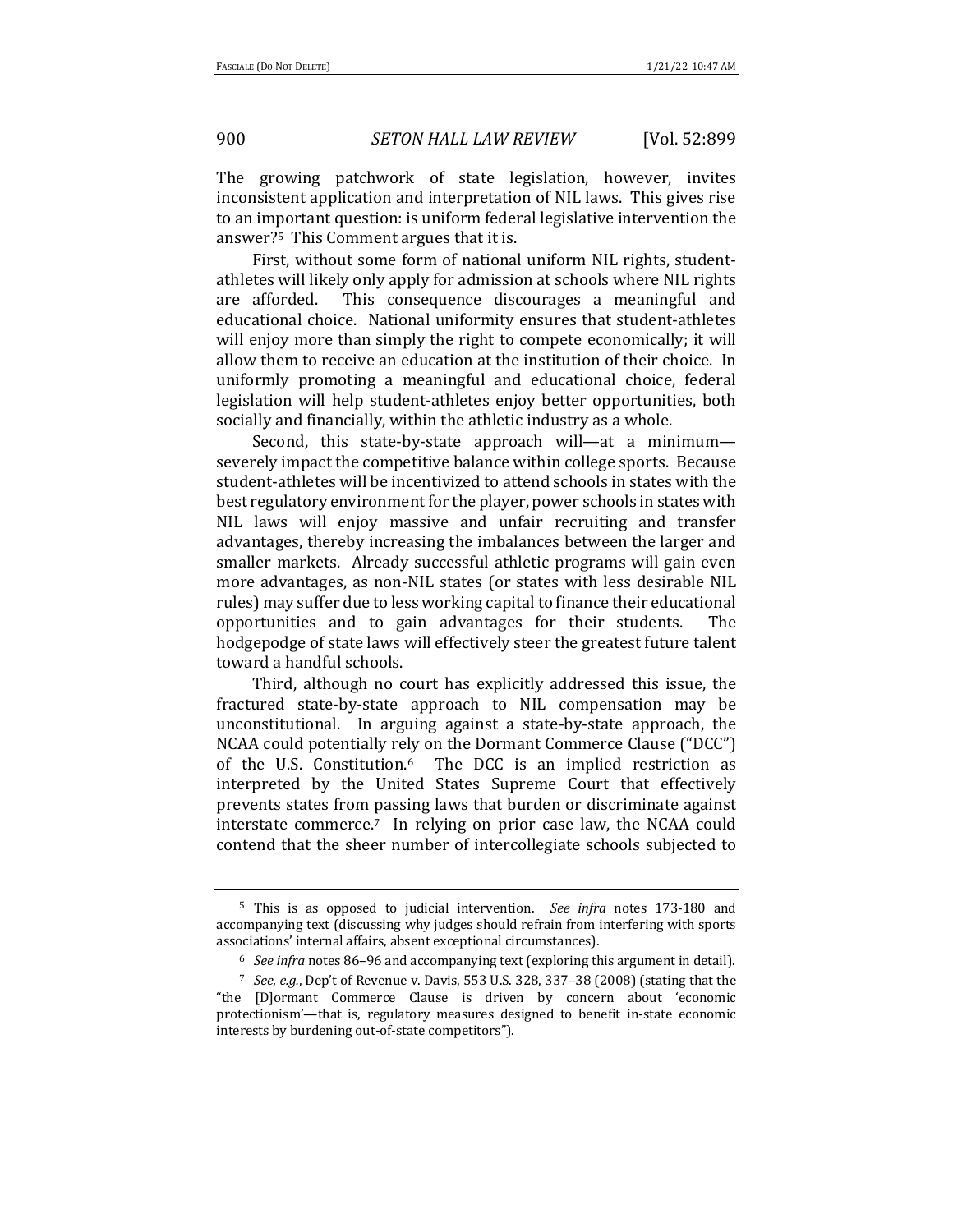The growing patchwork of state legislation, however, invites inconsistent application and interpretation of NIL laws. This gives rise to an important question: is uniform federal legislative intervention the answer?[5] This Comment argues that it is.

First, without some form of national uniform NIL rights, student-athletes will likely only apply for admission at schools where NIL rights are afforded. This consequence discourages a meaningful and educational choice. National uniformity ensures that student-athletes will enjoy more than simply the right to compete economically; it will allow them to receive an education at the institution of their choice. In uniformly promoting a meaningful and educational choice, federal legislation will help student-athletes enjoy better opportunities, both socially and financially, within the athletic industry as a whole.

Second, this state-by-state approach will—at a minimum—severely impact the competitive balance within college sports. Because student-athletes will be incentivized to attend schools in states with the best regulatory environment for the player, power schools in states with NIL laws will enjoy massive and unfair recruiting and transfer advantages, thereby increasing the imbalances between the larger and smaller markets. Already successful athletic programs will gain even more advantages, as non-NIL states (or states with less desirable NIL rules) may suffer due to less working capital to finance their educational opportunities and to gain advantages for their students. The hodgepodge of state laws will effectively steer the greatest future talent toward a handful schools.

Third, although no court has explicitly addressed this issue, the fractured state-by-state approach to NIL compensation may be unconstitutional. In arguing against a state-by-state approach, the NCAA could potentially rely on the Dormant Commerce Clause ("DCC") of the U.S. Constitution.[6] The DCC is an implied restriction as interpreted by the United States Supreme Court that effectively prevents states from passing laws that burden or discriminate against interstate commerce.[7] In relying on prior case law, the NCAA could contend that the sheer number of intercollegiate schools subjected to

---

[5] This is as opposed to judicial intervention. *See infra* notes 173-180 and accompanying text (discussing why judges should refrain from interfering with sports associations' internal affairs, absent exceptional circumstances).

[6] *See infra* notes 86–96 and accompanying text (exploring this argument in detail).

[7] *See, e.g.*, Dep't of Revenue v. Davis, 553 U.S. 328, 337–38 (2008) (stating that the "the [D]ormant Commerce Clause is driven by concern about 'economic protectionism'—that is, regulatory measures designed to benefit in-state economic interests by burdening out-of-state competitors").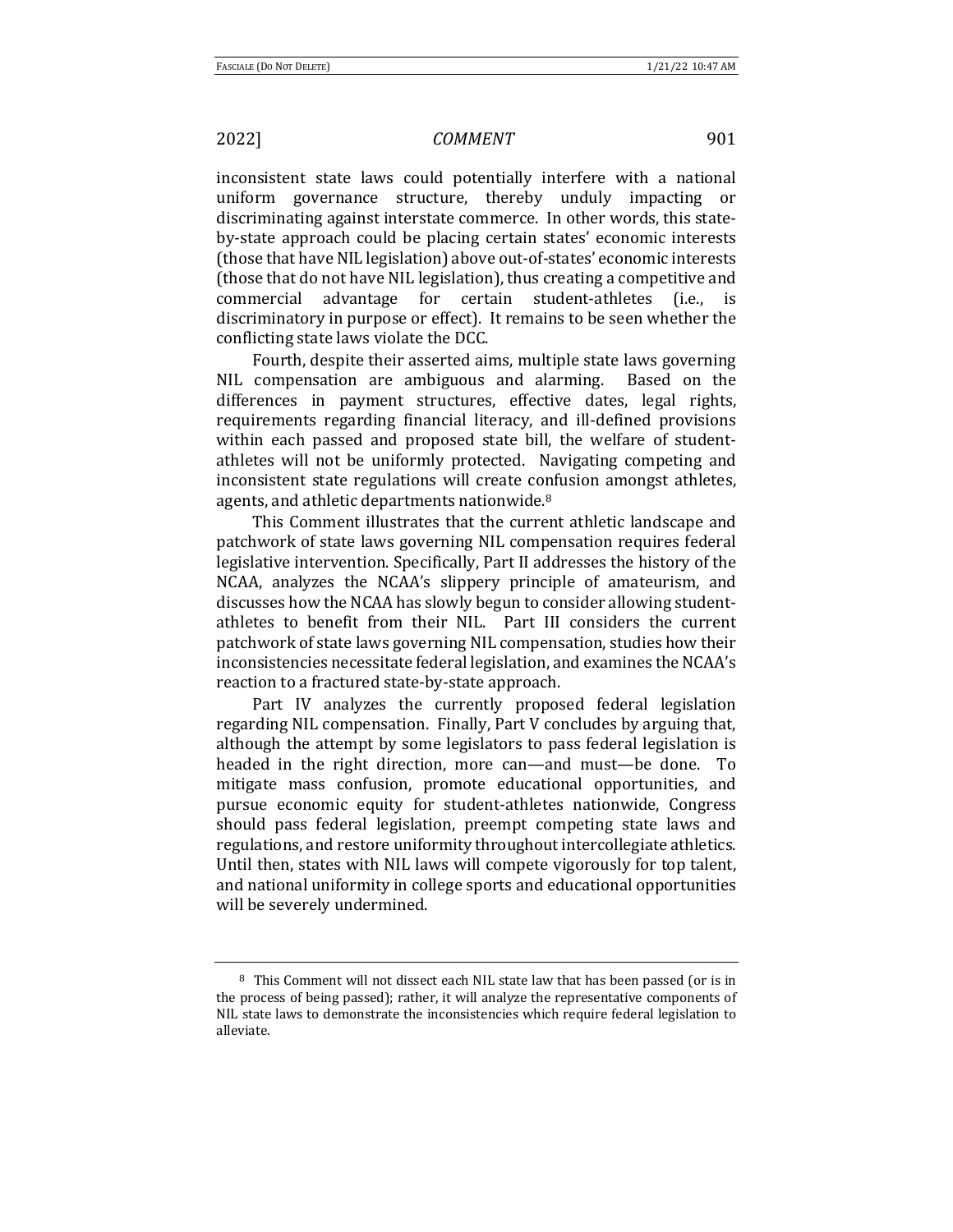inconsistent state laws could potentially interfere with a national uniform governance structure, thereby unduly impacting or discriminating against interstate commerce. In other words, this state-by-state approach could be placing certain states' economic interests (those that have NIL legislation) above out-of-states' economic interests (those that do not have NIL legislation), thus creating a competitive and commercial advantage for certain student-athletes (i.e., is discriminatory in purpose or effect). It remains to be seen whether the conflicting state laws violate the DCC.

Fourth, despite their asserted aims, multiple state laws governing NIL compensation are ambiguous and alarming. Based on the differences in payment structures, effective dates, legal rights, requirements regarding financial literacy, and ill-defined provisions within each passed and proposed state bill, the welfare of student-athletes will not be uniformly protected. Navigating competing and inconsistent state regulations will create confusion amongst athletes, agents, and athletic departments nationwide.[8]

This Comment illustrates that the current athletic landscape and patchwork of state laws governing NIL compensation requires federal legislative intervention. Specifically, Part II addresses the history of the NCAA, analyzes the NCAA's slippery principle of amateurism, and discusses how the NCAA has slowly begun to consider allowing student-athletes to benefit from their NIL. Part III considers the current patchwork of state laws governing NIL compensation, studies how their inconsistencies necessitate federal legislation, and examines the NCAA's reaction to a fractured state-by-state approach.

Part IV analyzes the currently proposed federal legislation regarding NIL compensation. Finally, Part V concludes by arguing that, although the attempt by some legislators to pass federal legislation is headed in the right direction, more can—and must—be done. To mitigate mass confusion, promote educational opportunities, and pursue economic equity for student-athletes nationwide, Congress should pass federal legislation, preempt competing state laws and regulations, and restore uniformity throughout intercollegiate athletics. Until then, states with NIL laws will compete vigorously for top talent, and national uniformity in college sports and educational opportunities will be severely undermined.

[8] This Comment will not dissect each NIL state law that has been passed (or is in the process of being passed); rather, it will analyze the representative components of NIL state laws to demonstrate the inconsistencies which require federal legislation to alleviate.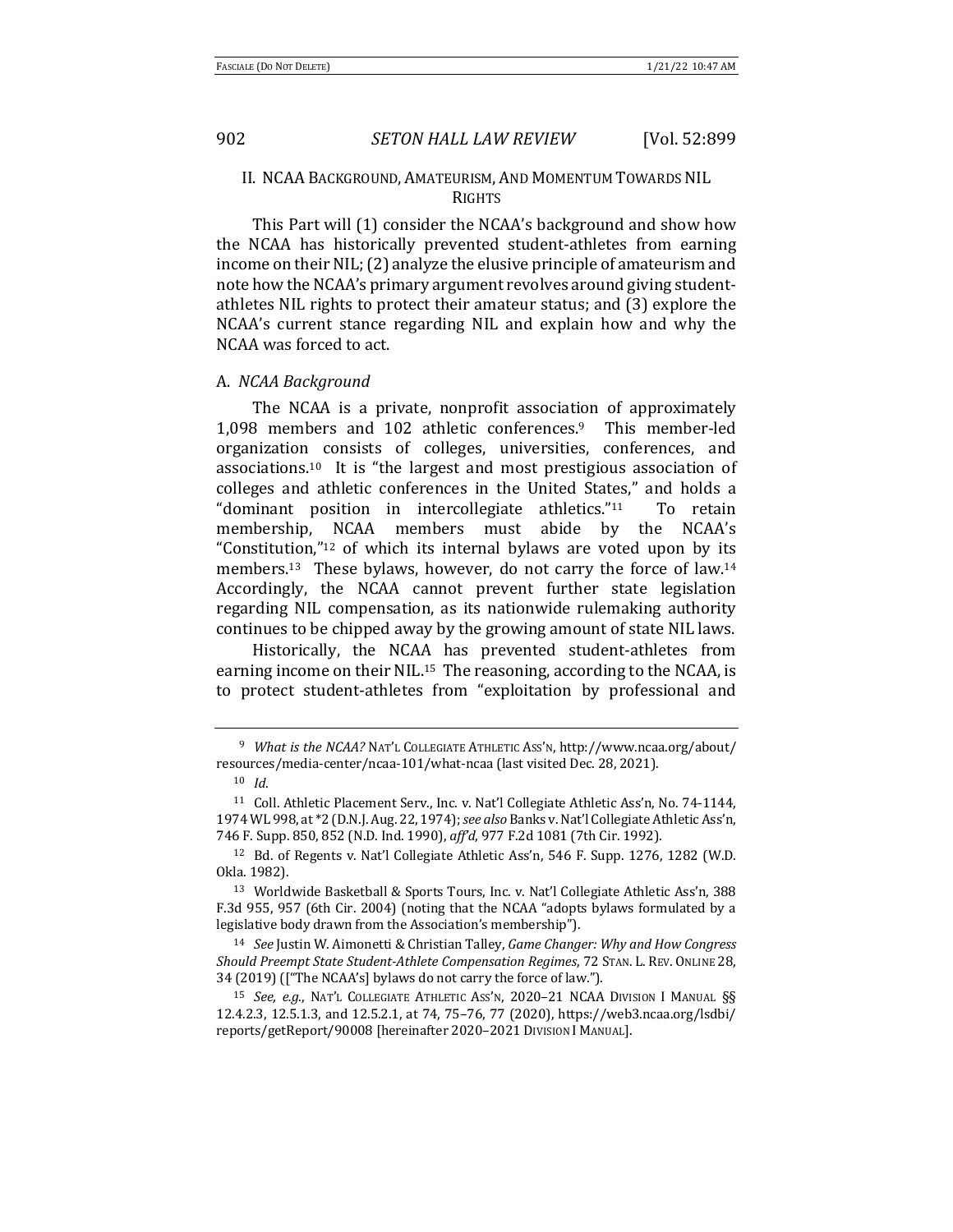## II. NCAA Background, Amateurism, And Momentum Towards NIL Rights

This Part will (1) consider the NCAA's background and show how the NCAA has historically prevented student-athletes from earning income on their NIL; (2) analyze the elusive principle of amateurism and note how the NCAA's primary argument revolves around giving student-athletes NIL rights to protect their amateur status; and (3) explore the NCAA's current stance regarding NIL and explain how and why the NCAA was forced to act.

### A. *NCAA Background*

The NCAA is a private, nonprofit association of approximately 1,098 members and 102 athletic conferences.[9] This member-led organization consists of colleges, universities, conferences, and associations.[10] It is "the largest and most prestigious association of colleges and athletic conferences in the United States," and holds a "dominant position in intercollegiate athletics."[11] To retain membership, NCAA members must abide by the NCAA's "Constitution,"[12] of which its internal bylaws are voted upon by its members.[13] These bylaws, however, do not carry the force of law.[14] Accordingly, the NCAA cannot prevent further state legislation regarding NIL compensation, as its nationwide rulemaking authority continues to be chipped away by the growing amount of state NIL laws.

Historically, the NCAA has prevented student-athletes from earning income on their NIL.[15] The reasoning, according to the NCAA, is to protect student-athletes from "exploitation by professional and

---

[9] *What is the NCAA?* Nat'l Collegiate Athletic Ass'n, http://www.ncaa.org/about/resources/media-center/ncaa-101/what-ncaa (last visited Dec. 28, 2021).

[10] *Id.*

[11] Coll. Athletic Placement Serv., Inc. v. Nat'l Collegiate Athletic Ass'n, No. 74-1144, 1974 WL 998, at *2 (D.N.J. Aug. 22, 1974); *see also* Banks v. Nat'l Collegiate Athletic Ass'n, 746 F. Supp. 850, 852 (N.D. Ind. 1990), *aff'd*, 977 F.2d 1081 (7th Cir. 1992).

[12] Bd. of Regents v. Nat'l Collegiate Athletic Ass'n, 546 F. Supp. 1276, 1282 (W.D. Okla. 1982).

[13] Worldwide Basketball & Sports Tours, Inc. v. Nat'l Collegiate Athletic Ass'n, 388 F.3d 955, 957 (6th Cir. 2004) (noting that the NCAA "adopts bylaws formulated by a legislative body drawn from the Association's membership").

[14] *See* Justin W. Aimonetti & Christian Talley, *Game Changer: Why and How Congress Should Preempt State Student-Athlete Compensation Regimes*, 72 Stan. L. Rev. Online 28, 34 (2019) (["The NCAA's] bylaws do not carry the force of law.").

[15] *See, e.g.*, Nat'l Collegiate Athletic Ass'n, 2020–21 NCAA Division I Manual §§ 12.4.2.3, 12.5.1.3, and 12.5.2.1, at 74, 75–76, 77 (2020), https://web3.ncaa.org/lsdbi/reports/getReport/90008 [hereinafter 2020–2021 Division I Manual].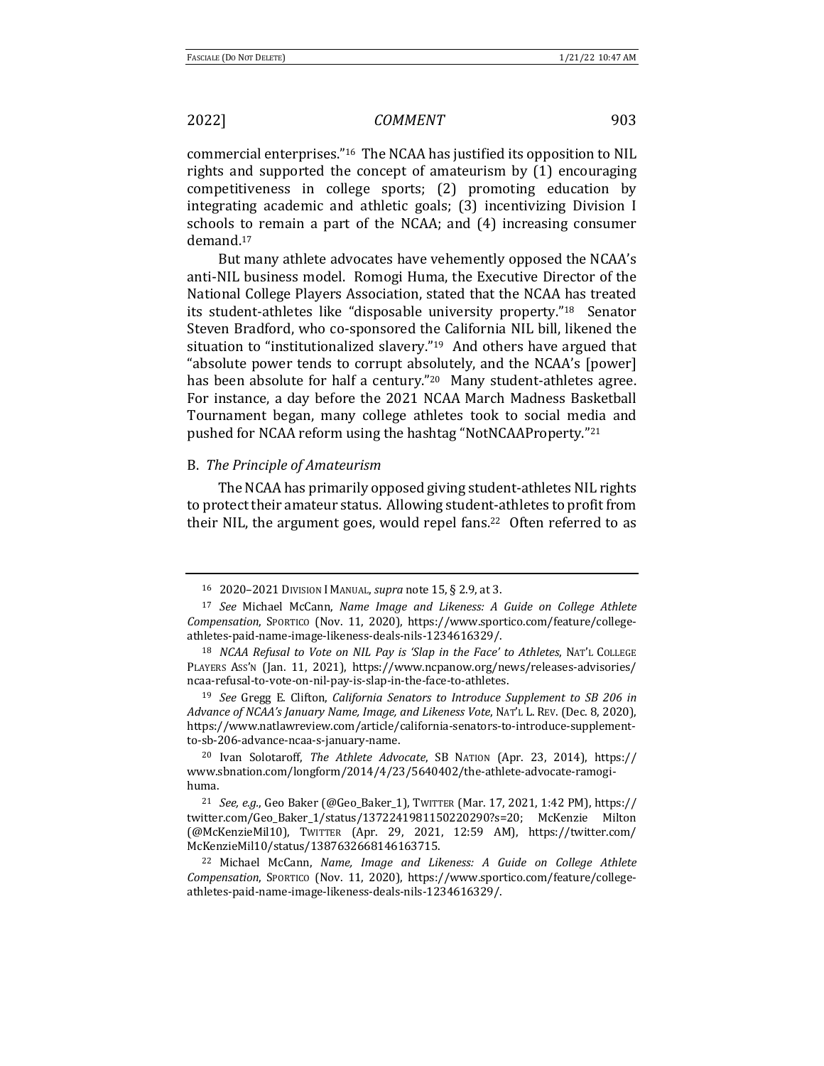commercial enterprises."[16] The NCAA has justified its opposition to NIL rights and supported the concept of amateurism by (1) encouraging competitiveness in college sports; (2) promoting education by integrating academic and athletic goals; (3) incentivizing Division I schools to remain a part of the NCAA; and (4) increasing consumer demand.[17]

But many athlete advocates have vehemently opposed the NCAA's anti-NIL business model. Romogi Huma, the Executive Director of the National College Players Association, stated that the NCAA has treated its student-athletes like "disposable university property."[18] Senator Steven Bradford, who co-sponsored the California NIL bill, likened the situation to "institutionalized slavery."[19] And others have argued that "absolute power tends to corrupt absolutely, and the NCAA's [power] has been absolute for half a century."[20] Many student-athletes agree. For instance, a day before the 2021 NCAA March Madness Basketball Tournament began, many college athletes took to social media and pushed for NCAA reform using the hashtag "NotNCAAProperty."[21]

### B. *The Principle of Amateurism*

The NCAA has primarily opposed giving student-athletes NIL rights to protect their amateur status. Allowing student-athletes to profit from their NIL, the argument goes, would repel fans.[22] Often referred to as

---

[16] 2020–2021 DIVISION I MANUAL, *supra* note 15, § 2.9, at 3.

[17] *See* Michael McCann, *Name Image and Likeness: A Guide on College Athlete Compensation*, SPORTICO (Nov. 11, 2020), https://www.sportico.com/feature/college-athletes-paid-name-image-likeness-deals-nils-1234616329/.

[18] *NCAA Refusal to Vote on NIL Pay is 'Slap in the Face' to Athletes*, NAT'L COLLEGE PLAYERS ASS'N (Jan. 11, 2021), https://www.ncpanow.org/news/releases-advisories/ncaa-refusal-to-vote-on-nil-pay-is-slap-in-the-face-to-athletes.

[19] *See* Gregg E. Clifton, *California Senators to Introduce Supplement to SB 206 in Advance of NCAA's January Name, Image, and Likeness Vote*, NAT'L L. REV. (Dec. 8, 2020), https://www.natlawreview.com/article/california-senators-to-introduce-supplement-to-sb-206-advance-ncaa-s-january-name.

[20] Ivan Solotaroff, *The Athlete Advocate*, SB NATION (Apr. 23, 2014), https://www.sbnation.com/longform/2014/4/23/5640402/the-athlete-advocate-ramogi-huma.

[21] *See, e.g.*, Geo Baker (@Geo_Baker_1), TWITTER (Mar. 17, 2021, 1:42 PM), https://twitter.com/Geo_Baker_1/status/1372241981150220290?s=20; McKenzie Milton (@McKenzieMil10), TWITTER (Apr. 29, 2021, 12:59 AM), https://twitter.com/McKenzieMil10/status/1387632668146163715.

[22] Michael McCann, *Name, Image and Likeness: A Guide on College Athlete Compensation*, SPORTICO (Nov. 11, 2020), https://www.sportico.com/feature/college-athletes-paid-name-image-likeness-deals-nils-1234616329/.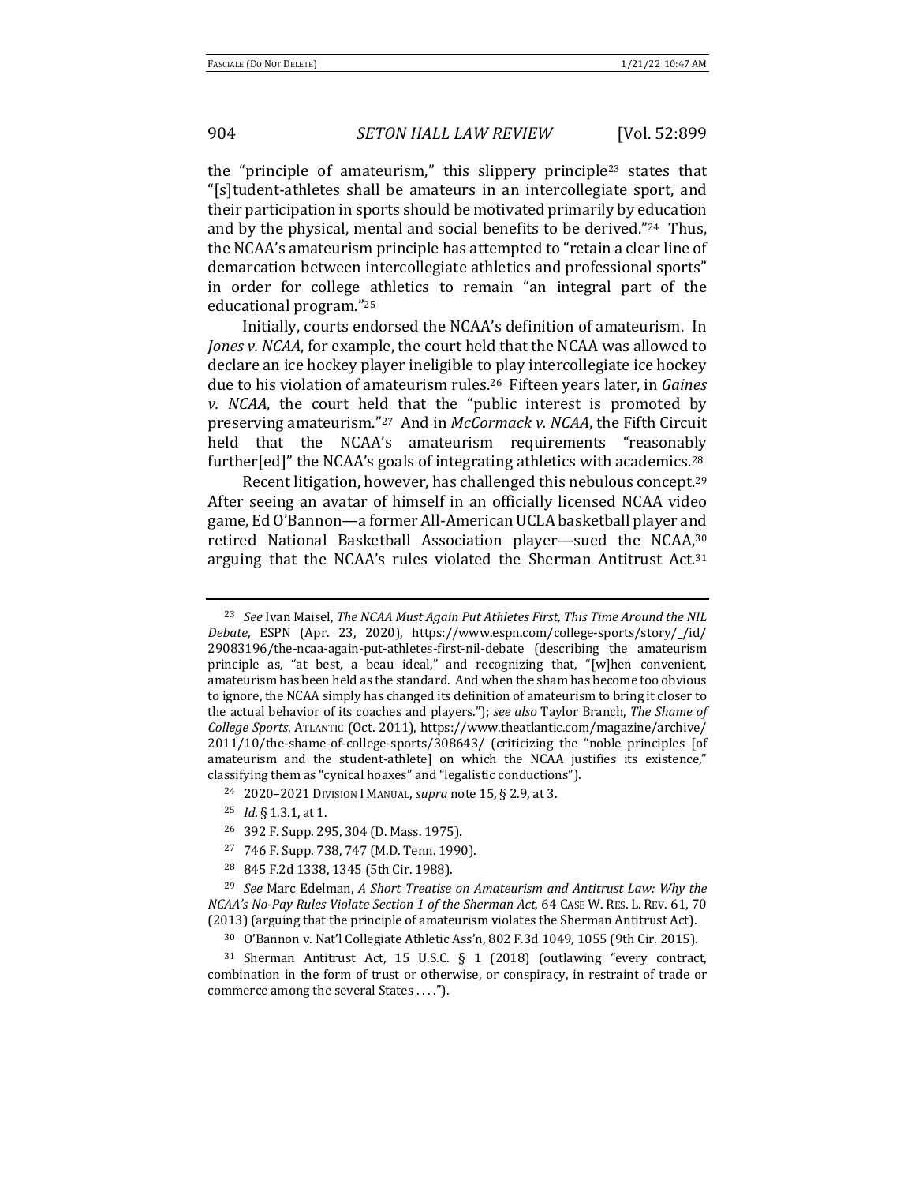the "principle of amateurism," this slippery principle[23] states that "[s]tudent-athletes shall be amateurs in an intercollegiate sport, and their participation in sports should be motivated primarily by education and by the physical, mental and social benefits to be derived."[24] Thus, the NCAA's amateurism principle has attempted to "retain a clear line of demarcation between intercollegiate athletics and professional sports" in order for college athletics to remain "an integral part of the educational program."[25]

Initially, courts endorsed the NCAA's definition of amateurism. In *Jones v. NCAA*, for example, the court held that the NCAA was allowed to declare an ice hockey player ineligible to play intercollegiate ice hockey due to his violation of amateurism rules.[26] Fifteen years later, in *Gaines v. NCAA*, the court held that the "public interest is promoted by preserving amateurism."[27] And in *McCormack v. NCAA*, the Fifth Circuit held that the NCAA's amateurism requirements "reasonably further[ed]" the NCAA's goals of integrating athletics with academics.[28]

Recent litigation, however, has challenged this nebulous concept.[29] After seeing an avatar of himself in an officially licensed NCAA video game, Ed O'Bannon—a former All-American UCLA basketball player and retired National Basketball Association player—sued the NCAA,[30] arguing that the NCAA's rules violated the Sherman Antitrust Act.[31]

---

[23] *See* Ivan Maisel, *The NCAA Must Again Put Athletes First, This Time Around the NIL Debate*, ESPN (Apr. 23, 2020), https://www.espn.com/college-sports/story/_/id/29083196/the-ncaa-again-put-athletes-first-nil-debate (describing the amateurism principle as, "at best, a beau ideal," and recognizing that, "[w]hen convenient, amateurism has been held as the standard. And when the sham has become too obvious to ignore, the NCAA simply has changed its definition of amateurism to bring it closer to the actual behavior of its coaches and players."); *see also* Taylor Branch, *The Shame of College Sports*, ATLANTIC (Oct. 2011), https://www.theatlantic.com/magazine/archive/2011/10/the-shame-of-college-sports/308643/ (criticizing the "noble principles [of amateurism and the student-athlete] on which the NCAA justifies its existence," classifying them as "cynical hoaxes" and "legalistic conductions").

[24] 2020–2021 DIVISION I MANUAL, *supra* note 15, § 2.9, at 3.

[25] *Id.* § 1.3.1, at 1.

[26] 392 F. Supp. 295, 304 (D. Mass. 1975).

[27] 746 F. Supp. 738, 747 (M.D. Tenn. 1990).

[28] 845 F.2d 1338, 1345 (5th Cir. 1988).

[29] *See* Marc Edelman, *A Short Treatise on Amateurism and Antitrust Law: Why the NCAA's No-Pay Rules Violate Section 1 of the Sherman Act*, 64 CASE W. RES. L. REV. 61, 70 (2013) (arguing that the principle of amateurism violates the Sherman Antitrust Act).

[30] O'Bannon v. Nat'l Collegiate Athletic Ass'n, 802 F.3d 1049, 1055 (9th Cir. 2015).

[31] Sherman Antitrust Act, 15 U.S.C. § 1 (2018) (outlawing "every contract, combination in the form of trust or otherwise, or conspiracy, in restraint of trade or commerce among the several States . . . .").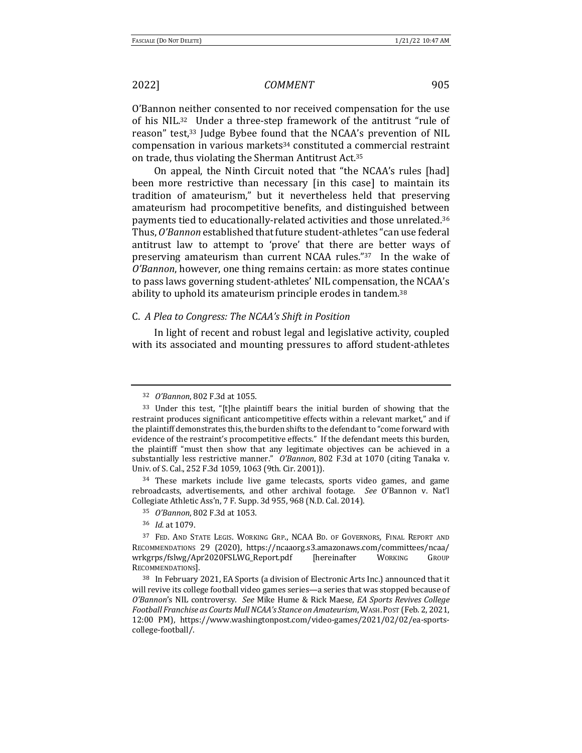O'Bannon neither consented to nor received compensation for the use of his NIL.[32] Under a three-step framework of the antitrust "rule of reason" test,[33] Judge Bybee found that the NCAA's prevention of NIL compensation in various markets[34] constituted a commercial restraint on trade, thus violating the Sherman Antitrust Act.[35]

On appeal, the Ninth Circuit noted that "the NCAA's rules [had] been more restrictive than necessary [in this case] to maintain its tradition of amateurism," but it nevertheless held that preserving amateurism had procompetitive benefits, and distinguished between payments tied to educationally-related activities and those unrelated.[36] Thus, *O'Bannon* established that future student-athletes "can use federal antitrust law to attempt to 'prove' that there are better ways of preserving amateurism than current NCAA rules."[37] In the wake of *O'Bannon*, however, one thing remains certain: as more states continue to pass laws governing student-athletes' NIL compensation, the NCAA's ability to uphold its amateurism principle erodes in tandem.[38]

### C. *A Plea to Congress: The NCAA's Shift in Position*

In light of recent and robust legal and legislative activity, coupled with its associated and mounting pressures to afford student-athletes

---

[32] *O'Bannon*, 802 F.3d at 1055.

[33] Under this test, "[t]he plaintiff bears the initial burden of showing that the restraint produces significant anticompetitive effects within a relevant market," and if the plaintiff demonstrates this, the burden shifts to the defendant to "come forward with evidence of the restraint's procompetitive effects." If the defendant meets this burden, the plaintiff "must then show that any legitimate objectives can be achieved in a substantially less restrictive manner." *O'Bannon*, 802 F.3d at 1070 (citing Tanaka v. Univ. of S. Cal., 252 F.3d 1059, 1063 (9th. Cir. 2001)).

[34] These markets include live game telecasts, sports video games, and game rebroadcasts, advertisements, and other archival footage. *See* O'Bannon v. Nat'l Collegiate Athletic Ass'n, 7 F. Supp. 3d 955, 968 (N.D. Cal. 2014).

[35] *O'Bannon*, 802 F.3d at 1053.

[36] *Id.* at 1079.

[37] FED. AND STATE LEGIS. WORKING GRP., NCAA BD. OF GOVERNORS, FINAL REPORT AND RECOMMENDATIONS 29 (2020), https://ncaaorg.s3.amazonaws.com/committees/ncaa/wrkgrps/fslwg/Apr2020FSLWG_Report.pdf [hereinafter WORKING GROUP RECOMMENDATIONS].

[38] In February 2021, EA Sports (a division of Electronic Arts Inc.) announced that it will revive its college football video games series—a series that was stopped because of *O'Bannon*'s NIL controversy. *See* Mike Hume & Rick Maese, *EA Sports Revives College Football Franchise as Courts Mull NCAA's Stance on Amateurism*, WASH. POST (Feb. 2, 2021, 12:00 PM), https://www.washingtonpost.com/video-games/2021/02/02/ea-sports-college-football/.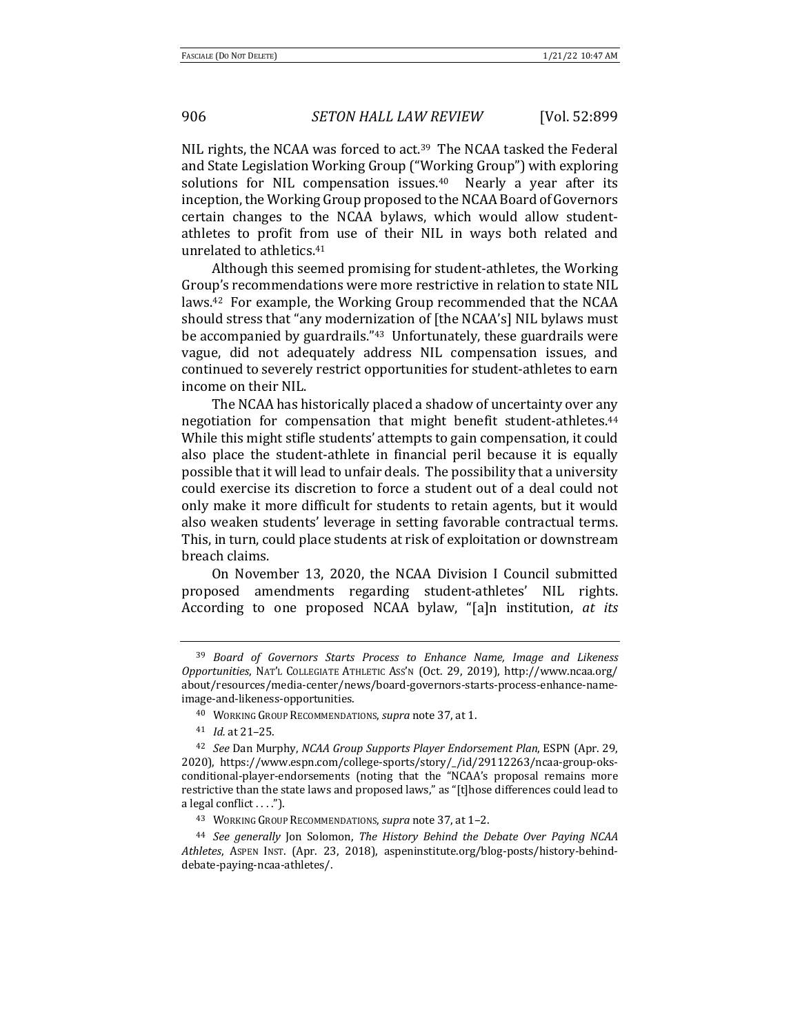NIL rights, the NCAA was forced to act.[39] The NCAA tasked the Federal and State Legislation Working Group ("Working Group") with exploring solutions for NIL compensation issues.[40] Nearly a year after its inception, the Working Group proposed to the NCAA Board of Governors certain changes to the NCAA bylaws, which would allow student-athletes to profit from use of their NIL in ways both related and unrelated to athletics.[41]

Although this seemed promising for student-athletes, the Working Group's recommendations were more restrictive in relation to state NIL laws.[42] For example, the Working Group recommended that the NCAA should stress that "any modernization of [the NCAA's] NIL bylaws must be accompanied by guardrails."[43] Unfortunately, these guardrails were vague, did not adequately address NIL compensation issues, and continued to severely restrict opportunities for student-athletes to earn income on their NIL.

The NCAA has historically placed a shadow of uncertainty over any negotiation for compensation that might benefit student-athletes.[44] While this might stifle students' attempts to gain compensation, it could also place the student-athlete in financial peril because it is equally possible that it will lead to unfair deals. The possibility that a university could exercise its discretion to force a student out of a deal could not only make it more difficult for students to retain agents, but it would also weaken students' leverage in setting favorable contractual terms. This, in turn, could place students at risk of exploitation or downstream breach claims.

On November 13, 2020, the NCAA Division I Council submitted proposed amendments regarding student-athletes' NIL rights. According to one proposed NCAA bylaw, "[a]n institution, *at its*

---

[39] *Board of Governors Starts Process to Enhance Name, Image and Likeness Opportunities*, NAT'L COLLEGIATE ATHLETIC ASS'N (Oct. 29, 2019), http://www.ncaa.org/about/resources/media-center/news/board-governors-starts-process-enhance-name-image-and-likeness-opportunities.

[40] WORKING GROUP RECOMMENDATIONS, *supra* note 37, at 1.

[41] *Id.* at 21–25.

[42] *See* Dan Murphy, *NCAA Group Supports Player Endorsement Plan*, ESPN (Apr. 29, 2020), https://www.espn.com/college-sports/story/_/id/29112263/ncaa-group-oks-conditional-player-endorsements (noting that the "NCAA's proposal remains more restrictive than the state laws and proposed laws," as "[t]hose differences could lead to a legal conflict . . . .").

[43] WORKING GROUP RECOMMENDATIONS, *supra* note 37, at 1–2.

[44] *See generally* Jon Solomon, *The History Behind the Debate Over Paying NCAA Athletes*, ASPEN INST. (Apr. 23, 2018), aspeninstitute.org/blog-posts/history-behind-debate-paying-ncaa-athletes/.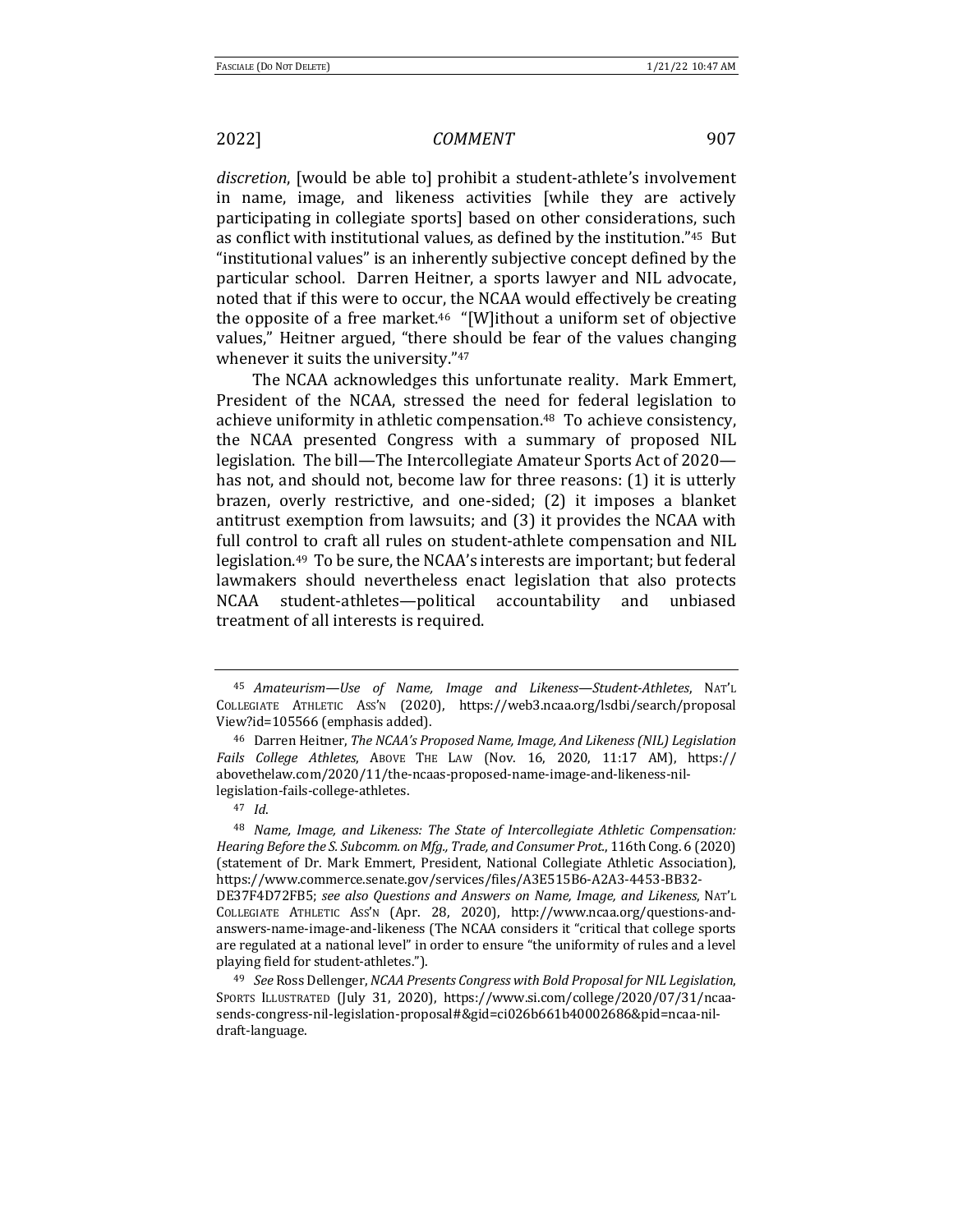*discretion*, [would be able to] prohibit a student-athlete's involvement in name, image, and likeness activities [while they are actively participating in collegiate sports] based on other considerations, such as conflict with institutional values, as defined by the institution."[45] But "institutional values" is an inherently subjective concept defined by the particular school. Darren Heitner, a sports lawyer and NIL advocate, noted that if this were to occur, the NCAA would effectively be creating the opposite of a free market.[46] "[W]ithout a uniform set of objective values," Heitner argued, "there should be fear of the values changing whenever it suits the university."[47]

The NCAA acknowledges this unfortunate reality. Mark Emmert, President of the NCAA, stressed the need for federal legislation to achieve uniformity in athletic compensation.[48] To achieve consistency, the NCAA presented Congress with a summary of proposed NIL legislation. The bill—The Intercollegiate Amateur Sports Act of 2020—has not, and should not, become law for three reasons: (1) it is utterly brazen, overly restrictive, and one-sided; (2) it imposes a blanket antitrust exemption from lawsuits; and (3) it provides the NCAA with full control to craft all rules on student-athlete compensation and NIL legislation.[49] To be sure, the NCAA's interests are important; but federal lawmakers should nevertheless enact legislation that also protects NCAA student-athletes—political accountability and unbiased treatment of all interests is required.

---

[45] *Amateurism—Use of Name, Image and Likeness—Student-Athletes*, NAT'L COLLEGIATE ATHLETIC ASS'N (2020), https://web3.ncaa.org/lsdbi/search/proposalView?id=105566 (emphasis added).

[46] Darren Heitner, *The NCAA's Proposed Name, Image, And Likeness (NIL) Legislation Fails College Athletes*, ABOVE THE LAW (Nov. 16, 2020, 11:17 AM), https://abovethelaw.com/2020/11/the-ncaas-proposed-name-image-and-likeness-nil-legislation-fails-college-athletes.

[47] *Id.*

[48] *Name, Image, and Likeness: The State of Intercollegiate Athletic Compensation: Hearing Before the S. Subcomm. on Mfg., Trade, and Consumer Prot.*, 116th Cong. 6 (2020) (statement of Dr. Mark Emmert, President, National Collegiate Athletic Association), https://www.commerce.senate.gov/services/files/A3E515B6-A2A3-4453-BB32-DE37F4D72FB5; *see also Questions and Answers on Name, Image, and Likeness*, NAT'L COLLEGIATE ATHLETIC ASS'N (Apr. 28, 2020), http://www.ncaa.org/questions-and-answers-name-image-and-likeness (The NCAA considers it "critical that college sports are regulated at a national level" in order to ensure "the uniformity of rules and a level playing field for student-athletes.").

[49] *See* Ross Dellenger, *NCAA Presents Congress with Bold Proposal for NIL Legislation*, SPORTS ILLUSTRATED (July 31, 2020), https://www.si.com/college/2020/07/31/ncaa-sends-congress-nil-legislation-proposal#&gid=ci026b661b40002686&pid=ncaa-nil-draft-language.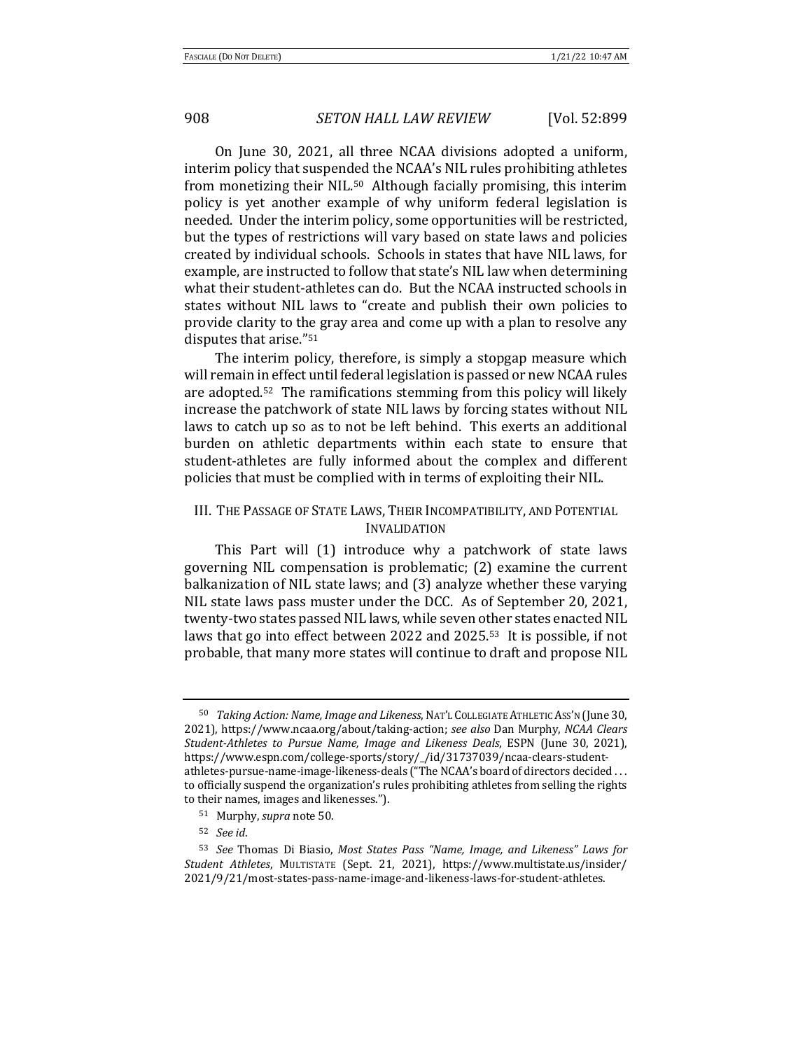On June 30, 2021, all three NCAA divisions adopted a uniform, interim policy that suspended the NCAA's NIL rules prohibiting athletes from monetizing their NIL.[50] Although facially promising, this interim policy is yet another example of why uniform federal legislation is needed. Under the interim policy, some opportunities will be restricted, but the types of restrictions will vary based on state laws and policies created by individual schools. Schools in states that have NIL laws, for example, are instructed to follow that state's NIL law when determining what their student-athletes can do. But the NCAA instructed schools in states without NIL laws to "create and publish their own policies to provide clarity to the gray area and come up with a plan to resolve any disputes that arise."[51]

The interim policy, therefore, is simply a stopgap measure which will remain in effect until federal legislation is passed or new NCAA rules are adopted.[52] The ramifications stemming from this policy will likely increase the patchwork of state NIL laws by forcing states without NIL laws to catch up so as to not be left behind. This exerts an additional burden on athletic departments within each state to ensure that student-athletes are fully informed about the complex and different policies that must be complied with in terms of exploiting their NIL.

## III. The Passage of State Laws, Their Incompatibility, and Potential Invalidation

This Part will (1) introduce why a patchwork of state laws governing NIL compensation is problematic; (2) examine the current balkanization of NIL state laws; and (3) analyze whether these varying NIL state laws pass muster under the DCC. As of September 20, 2021, twenty-two states passed NIL laws, while seven other states enacted NIL laws that go into effect between 2022 and 2025.[53] It is possible, if not probable, that many more states will continue to draft and propose NIL

---

[50] *Taking Action: Name, Image and Likeness*, Nat'l Collegiate Athletic Ass'n (June 30, 2021), https://www.ncaa.org/about/taking-action; *see also* Dan Murphy, *NCAA Clears Student-Athletes to Pursue Name, Image and Likeness Deals*, ESPN (June 30, 2021), https://www.espn.com/college-sports/story/_/id/31737039/ncaa-clears-student-athletes-pursue-name-image-likeness-deals ("The NCAA's board of directors decided . . . to officially suspend the organization's rules prohibiting athletes from selling the rights to their names, images and likenesses.").

[51] Murphy, *supra* note 50.

[52] *See id*.

[53] *See* Thomas Di Biasio, *Most States Pass "Name, Image, and Likeness" Laws for Student Athletes*, Multistate (Sept. 21, 2021), https://www.multistate.us/insider/2021/9/21/most-states-pass-name-image-and-likeness-laws-for-student-athletes.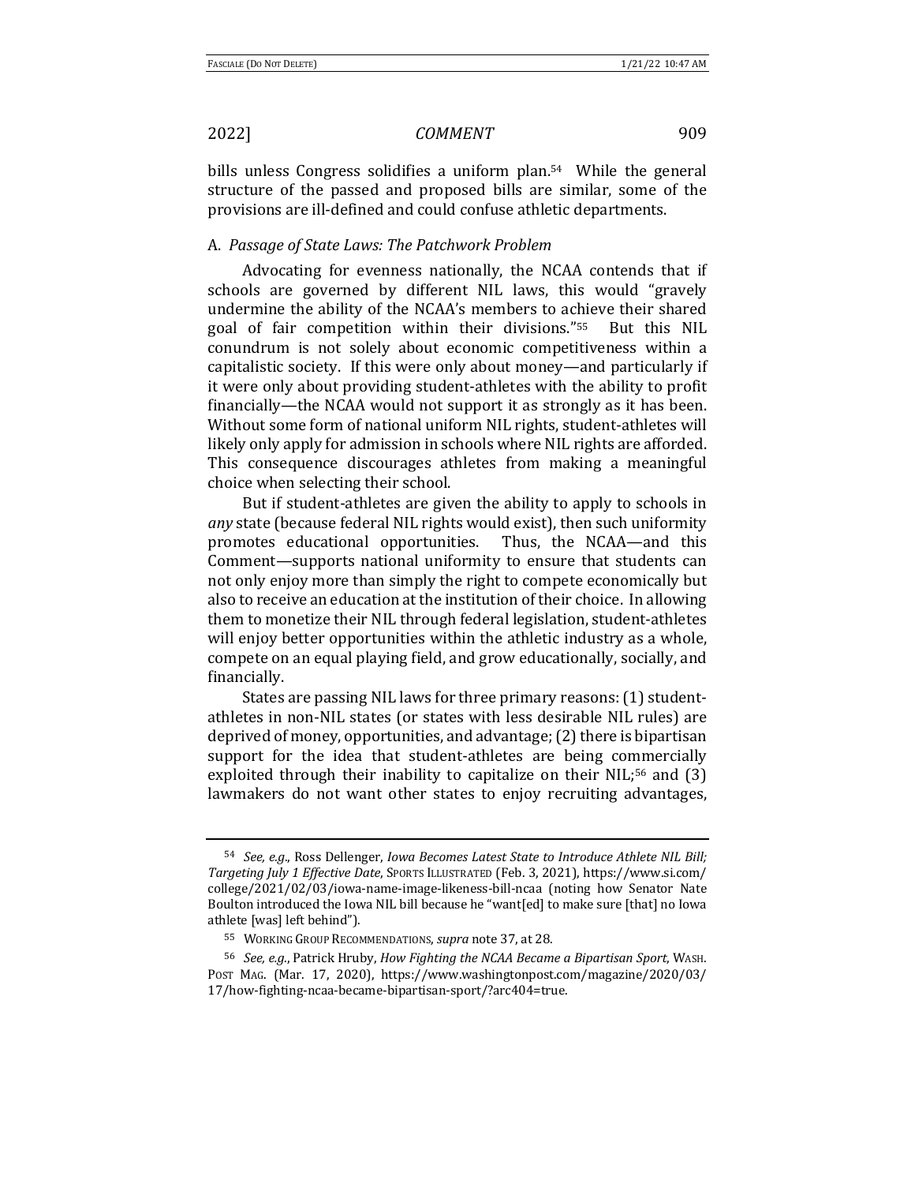bills unless Congress solidifies a uniform plan.[54] While the general structure of the passed and proposed bills are similar, some of the provisions are ill-defined and could confuse athletic departments.

### A. *Passage of State Laws: The Patchwork Problem*

Advocating for evenness nationally, the NCAA contends that if schools are governed by different NIL laws, this would "gravely undermine the ability of the NCAA's members to achieve their shared goal of fair competition within their divisions."[55] But this NIL conundrum is not solely about economic competitiveness within a capitalistic society. If this were only about money—and particularly if it were only about providing student-athletes with the ability to profit financially—the NCAA would not support it as strongly as it has been. Without some form of national uniform NIL rights, student-athletes will likely only apply for admission in schools where NIL rights are afforded. This consequence discourages athletes from making a meaningful choice when selecting their school.

But if student-athletes are given the ability to apply to schools in *any* state (because federal NIL rights would exist), then such uniformity promotes educational opportunities. Thus, the NCAA—and this Comment—supports national uniformity to ensure that students can not only enjoy more than simply the right to compete economically but also to receive an education at the institution of their choice. In allowing them to monetize their NIL through federal legislation, student-athletes will enjoy better opportunities within the athletic industry as a whole, compete on an equal playing field, and grow educationally, socially, and financially.

States are passing NIL laws for three primary reasons: (1) student-athletes in non-NIL states (or states with less desirable NIL rules) are deprived of money, opportunities, and advantage; (2) there is bipartisan support for the idea that student-athletes are being commercially exploited through their inability to capitalize on their NIL;[56] and (3) lawmakers do not want other states to enjoy recruiting advantages,

---

[54] *See, e.g.*, Ross Dellenger, *Iowa Becomes Latest State to Introduce Athlete NIL Bill; Targeting July 1 Effective Date*, SPORTS ILLUSTRATED (Feb. 3, 2021), https://www.si.com/college/2021/02/03/iowa-name-image-likeness-bill-ncaa (noting how Senator Nate Boulton introduced the Iowa NIL bill because he "want[ed] to make sure [that] no Iowa athlete [was] left behind").

[55] WORKING GROUP RECOMMENDATIONS, *supra* note 37, at 28.

[56] *See, e.g.*, Patrick Hruby, *How Fighting the NCAA Became a Bipartisan Sport*, WASH. POST MAG. (Mar. 17, 2020), https://www.washingtonpost.com/magazine/2020/03/17/how-fighting-ncaa-became-bipartisan-sport/?arc404=true.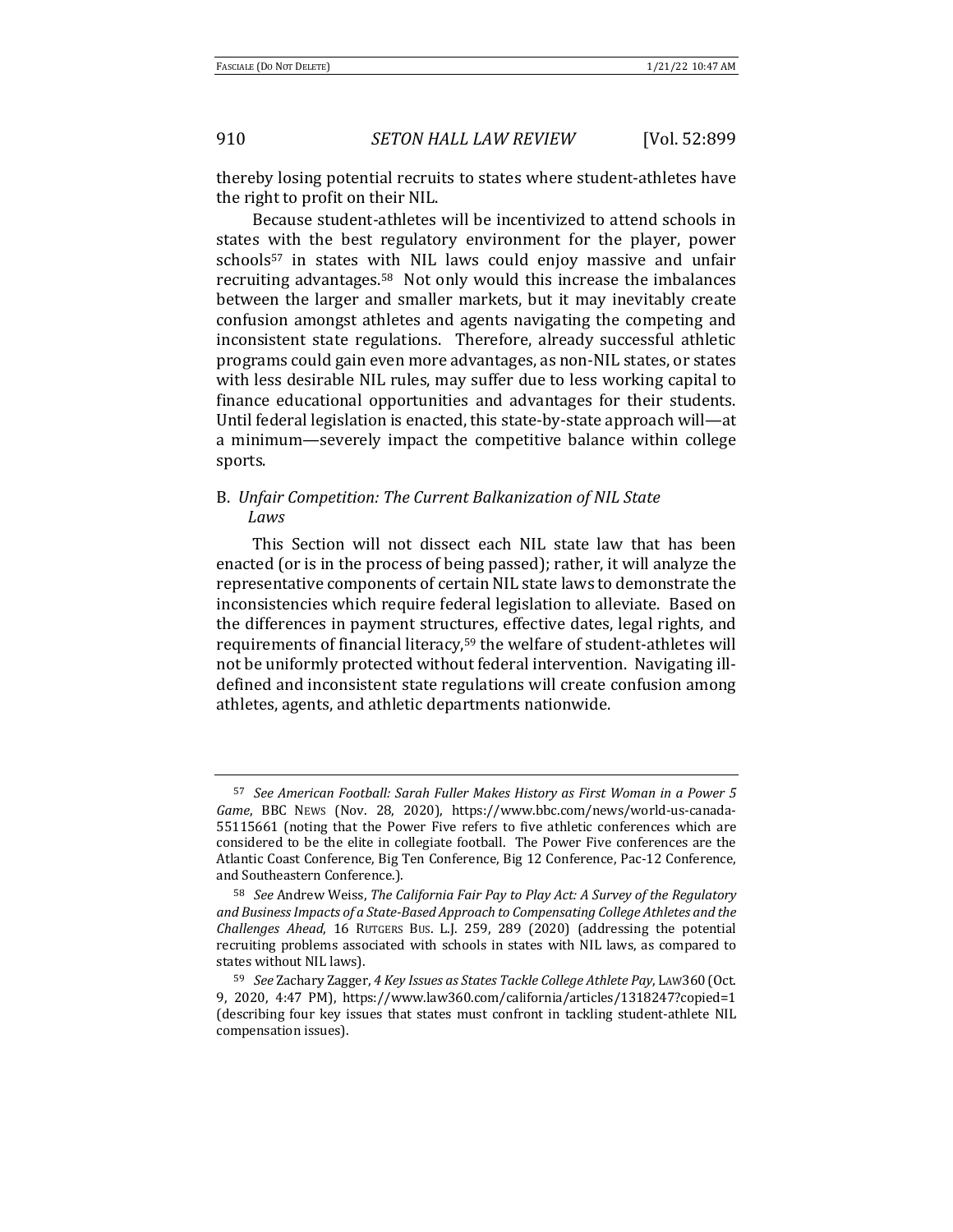thereby losing potential recruits to states where student-athletes have the right to profit on their NIL.

Because student-athletes will be incentivized to attend schools in states with the best regulatory environment for the player, power schools[57] in states with NIL laws could enjoy massive and unfair recruiting advantages.[58] Not only would this increase the imbalances between the larger and smaller markets, but it may inevitably create confusion amongst athletes and agents navigating the competing and inconsistent state regulations. Therefore, already successful athletic programs could gain even more advantages, as non-NIL states, or states with less desirable NIL rules, may suffer due to less working capital to finance educational opportunities and advantages for their students. Until federal legislation is enacted, this state-by-state approach will—at a minimum—severely impact the competitive balance within college sports.

### B. *Unfair Competition: The Current Balkanization of NIL State Laws*

This Section will not dissect each NIL state law that has been enacted (or is in the process of being passed); rather, it will analyze the representative components of certain NIL state laws to demonstrate the inconsistencies which require federal legislation to alleviate. Based on the differences in payment structures, effective dates, legal rights, and requirements of financial literacy,[59] the welfare of student-athletes will not be uniformly protected without federal intervention. Navigating ill-defined and inconsistent state regulations will create confusion among athletes, agents, and athletic departments nationwide.

---

[57] *See American Football: Sarah Fuller Makes History as First Woman in a Power 5 Game*, BBC NEWS (Nov. 28, 2020), https://www.bbc.com/news/world-us-canada-55115661 (noting that the Power Five refers to five athletic conferences which are considered to be the elite in collegiate football. The Power Five conferences are the Atlantic Coast Conference, Big Ten Conference, Big 12 Conference, Pac-12 Conference, and Southeastern Conference.).

[58] *See* Andrew Weiss, *The California Fair Pay to Play Act: A Survey of the Regulatory and Business Impacts of a State-Based Approach to Compensating College Athletes and the Challenges Ahead*, 16 RUTGERS BUS. L.J. 259, 289 (2020) (addressing the potential recruiting problems associated with schools in states with NIL laws, as compared to states without NIL laws).

[59] *See* Zachary Zagger, *4 Key Issues as States Tackle College Athlete Pay*, LAW360 (Oct. 9, 2020, 4:47 PM), https://www.law360.com/california/articles/1318247?copied=1 (describing four key issues that states must confront in tackling student-athlete NIL compensation issues).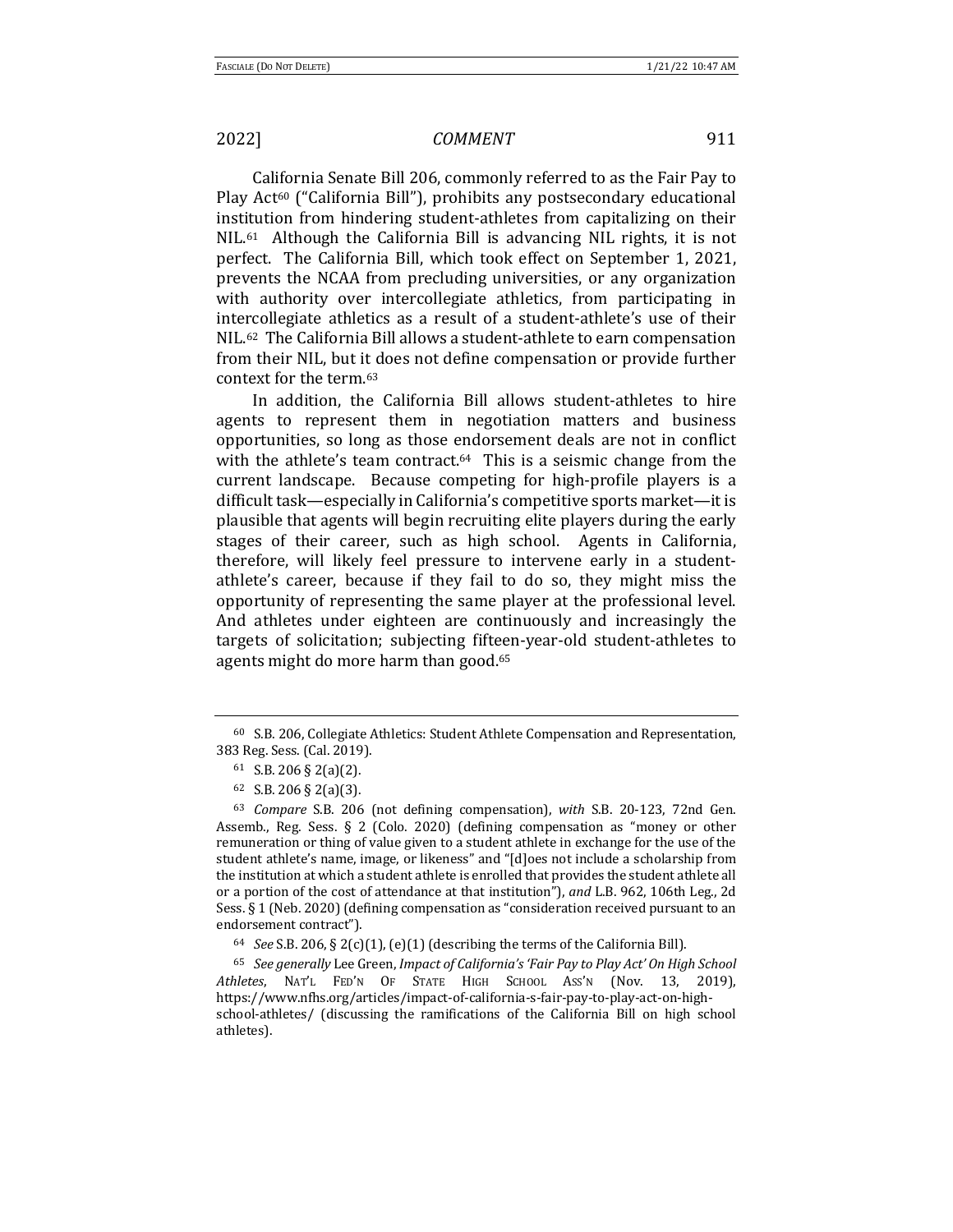California Senate Bill 206, commonly referred to as the Fair Pay to Play Act[60] ("California Bill"), prohibits any postsecondary educational institution from hindering student-athletes from capitalizing on their NIL.[61] Although the California Bill is advancing NIL rights, it is not perfect. The California Bill, which took effect on September 1, 2021, prevents the NCAA from precluding universities, or any organization with authority over intercollegiate athletics, from participating in intercollegiate athletics as a result of a student-athlete's use of their NIL.[62] The California Bill allows a student-athlete to earn compensation from their NIL, but it does not define compensation or provide further context for the term.[63]

In addition, the California Bill allows student-athletes to hire agents to represent them in negotiation matters and business opportunities, so long as those endorsement deals are not in conflict with the athlete's team contract.[64] This is a seismic change from the current landscape. Because competing for high-profile players is a difficult task—especially in California's competitive sports market—it is plausible that agents will begin recruiting elite players during the early stages of their career, such as high school. Agents in California, therefore, will likely feel pressure to intervene early in a student-athlete's career, because if they fail to do so, they might miss the opportunity of representing the same player at the professional level. And athletes under eighteen are continuously and increasingly the targets of solicitation; subjecting fifteen-year-old student-athletes to agents might do more harm than good.[65]

---

[60] S.B. 206, Collegiate Athletics: Student Athlete Compensation and Representation, 383 Reg. Sess. (Cal. 2019).

[61] S.B. 206 § 2(a)(2).

[62] S.B. 206 § 2(a)(3).

[63] *Compare* S.B. 206 (not defining compensation), *with* S.B. 20-123, 72nd Gen. Assemb., Reg. Sess. § 2 (Colo. 2020) (defining compensation as "money or other remuneration or thing of value given to a student athlete in exchange for the use of the student athlete's name, image, or likeness" and "[d]oes not include a scholarship from the institution at which a student athlete is enrolled that provides the student athlete all or a portion of the cost of attendance at that institution"), *and* L.B. 962, 106th Leg., 2d Sess. § 1 (Neb. 2020) (defining compensation as "consideration received pursuant to an endorsement contract").

[64] *See* S.B. 206, § 2(c)(1), (e)(1) (describing the terms of the California Bill).

[65] *See generally* Lee Green, *Impact of California's 'Fair Pay to Play Act' On High School Athletes*, NAT'L FED'N OF STATE HIGH SCHOOL ASS'N (Nov. 13, 2019), https://www.nfhs.org/articles/impact-of-california-s-fair-pay-to-play-act-on-high-school-athletes/ (discussing the ramifications of the California Bill on high school athletes).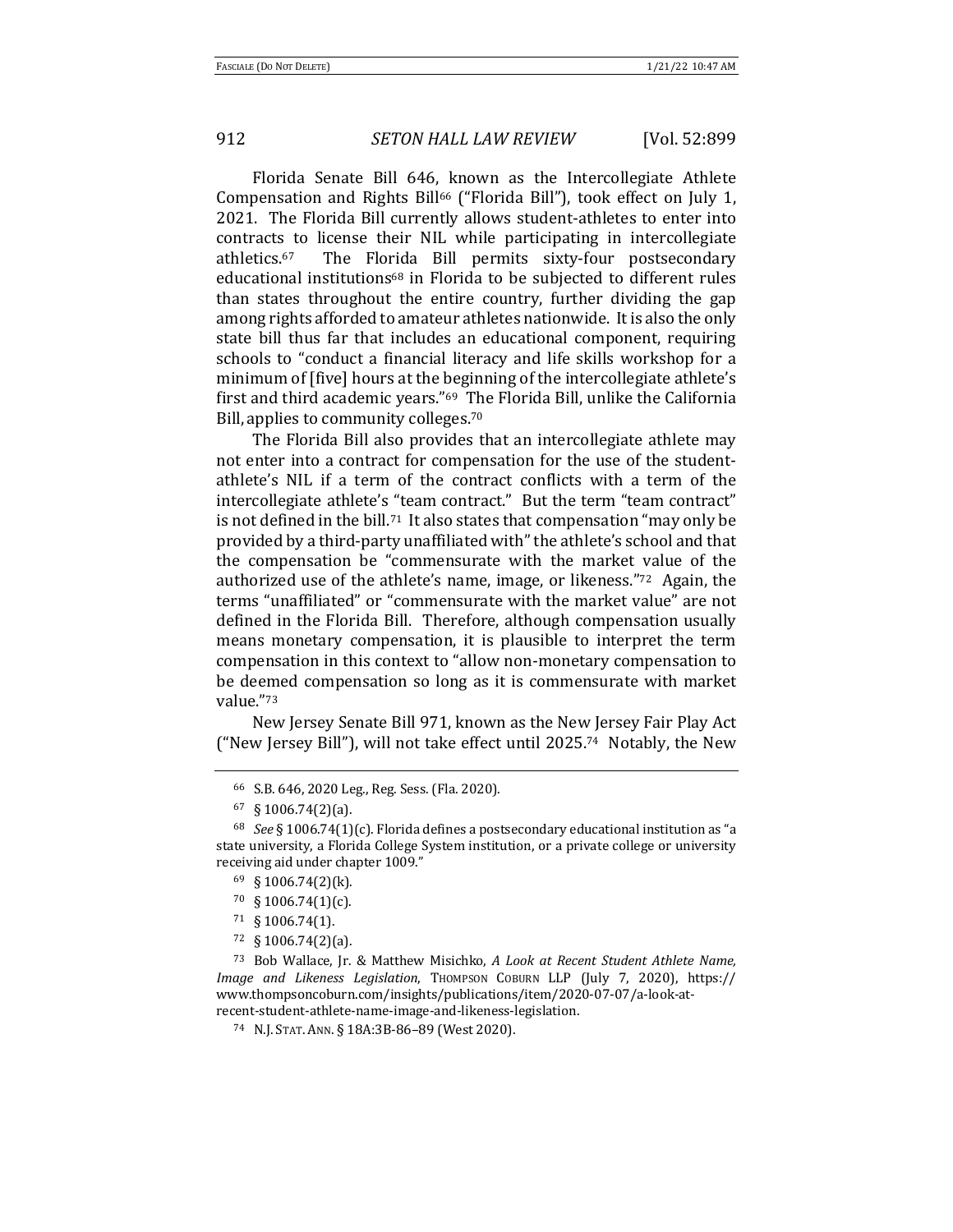Florida Senate Bill 646, known as the Intercollegiate Athlete Compensation and Rights Bill[66] ("Florida Bill"), took effect on July 1, 2021. The Florida Bill currently allows student-athletes to enter into contracts to license their NIL while participating in intercollegiate athletics.[67] The Florida Bill permits sixty-four postsecondary educational institutions[68] in Florida to be subjected to different rules than states throughout the entire country, further dividing the gap among rights afforded to amateur athletes nationwide. It is also the only state bill thus far that includes an educational component, requiring schools to "conduct a financial literacy and life skills workshop for a minimum of [five] hours at the beginning of the intercollegiate athlete's first and third academic years."[69] The Florida Bill, unlike the California Bill, applies to community colleges.[70]

The Florida Bill also provides that an intercollegiate athlete may not enter into a contract for compensation for the use of the student-athlete's NIL if a term of the contract conflicts with a term of the intercollegiate athlete's "team contract." But the term "team contract" is not defined in the bill.[71] It also states that compensation "may only be provided by a third-party unaffiliated with" the athlete's school and that the compensation be "commensurate with the market value of the authorized use of the athlete's name, image, or likeness."[72] Again, the terms "unaffiliated" or "commensurate with the market value" are not defined in the Florida Bill. Therefore, although compensation usually means monetary compensation, it is plausible to interpret the term compensation in this context to "allow non-monetary compensation to be deemed compensation so long as it is commensurate with market value."[73]

New Jersey Senate Bill 971, known as the New Jersey Fair Play Act ("New Jersey Bill"), will not take effect until 2025.[74] Notably, the New

---

[66] S.B. 646, 2020 Leg., Reg. Sess. (Fla. 2020).

[67] § 1006.74(2)(a).

[68] *See* § 1006.74(1)(c). Florida defines a postsecondary educational institution as "a state university, a Florida College System institution, or a private college or university receiving aid under chapter 1009."

[69] § 1006.74(2)(k).

[70] § 1006.74(1)(c).

[71] § 1006.74(1).

[72] § 1006.74(2)(a).

[73] Bob Wallace, Jr. & Matthew Misichko, *A Look at Recent Student Athlete Name, Image and Likeness Legislation*, THOMPSON COBURN LLP (July 7, 2020), https://www.thompsoncoburn.com/insights/publications/item/2020-07-07/a-look-at-recent-student-athlete-name-image-and-likeness-legislation.

[74] N.J. STAT. ANN. § 18A:3B-86–89 (West 2020).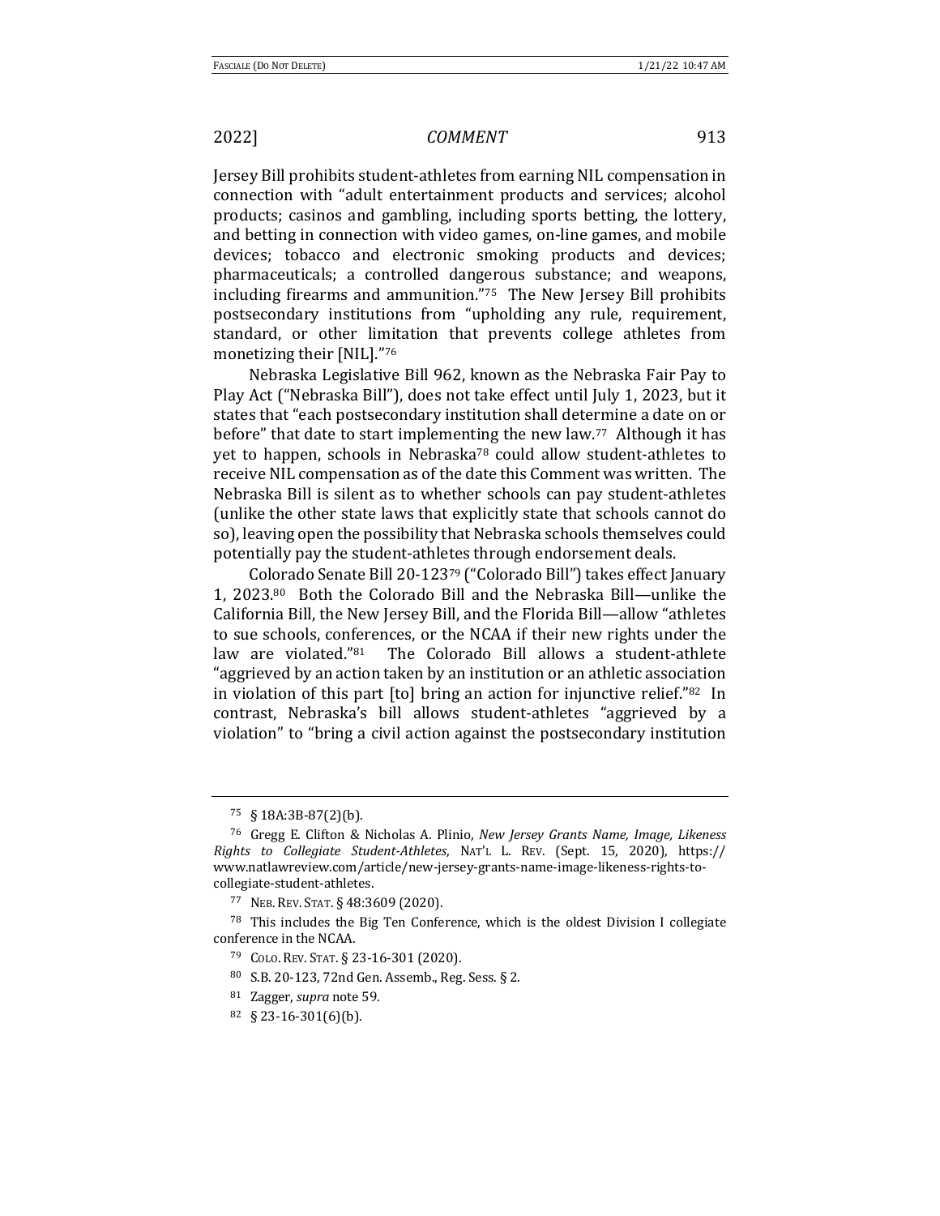Jersey Bill prohibits student-athletes from earning NIL compensation in connection with "adult entertainment products and services; alcohol products; casinos and gambling, including sports betting, the lottery, and betting in connection with video games, on-line games, and mobile devices; tobacco and electronic smoking products and devices; pharmaceuticals; a controlled dangerous substance; and weapons, including firearms and ammunition."[75] The New Jersey Bill prohibits postsecondary institutions from "upholding any rule, requirement, standard, or other limitation that prevents college athletes from monetizing their [NIL]."[76]

Nebraska Legislative Bill 962, known as the Nebraska Fair Pay to Play Act ("Nebraska Bill"), does not take effect until July 1, 2023, but it states that "each postsecondary institution shall determine a date on or before" that date to start implementing the new law.[77] Although it has yet to happen, schools in Nebraska[78] could allow student-athletes to receive NIL compensation as of the date this Comment was written. The Nebraska Bill is silent as to whether schools can pay student-athletes (unlike the other state laws that explicitly state that schools cannot do so), leaving open the possibility that Nebraska schools themselves could potentially pay the student-athletes through endorsement deals.

Colorado Senate Bill 20-123[79] ("Colorado Bill") takes effect January 1, 2023.[80] Both the Colorado Bill and the Nebraska Bill—unlike the California Bill, the New Jersey Bill, and the Florida Bill—allow "athletes to sue schools, conferences, or the NCAA if their new rights under the law are violated."[81] The Colorado Bill allows a student-athlete "aggrieved by an action taken by an institution or an athletic association in violation of this part [to] bring an action for injunctive relief."[82] In contrast, Nebraska's bill allows student-athletes "aggrieved by a violation" to "bring a civil action against the postsecondary institution

---

[75] § 18A:3B-87(2)(b).

[76] Gregg E. Clifton & Nicholas A. Plinio, *New Jersey Grants Name, Image, Likeness Rights to Collegiate Student-Athletes*, NAT'L L. REV. (Sept. 15, 2020), https://www.natlawreview.com/article/new-jersey-grants-name-image-likeness-rights-to-collegiate-student-athletes.

[77] NEB. REV. STAT. § 48:3609 (2020).

[78] This includes the Big Ten Conference, which is the oldest Division I collegiate conference in the NCAA.

[79] COLO. REV. STAT. § 23-16-301 (2020).

[80] S.B. 20-123, 72nd Gen. Assemb., Reg. Sess. § 2.

[81] Zagger, *supra* note 59.

[82] § 23-16-301(6)(b).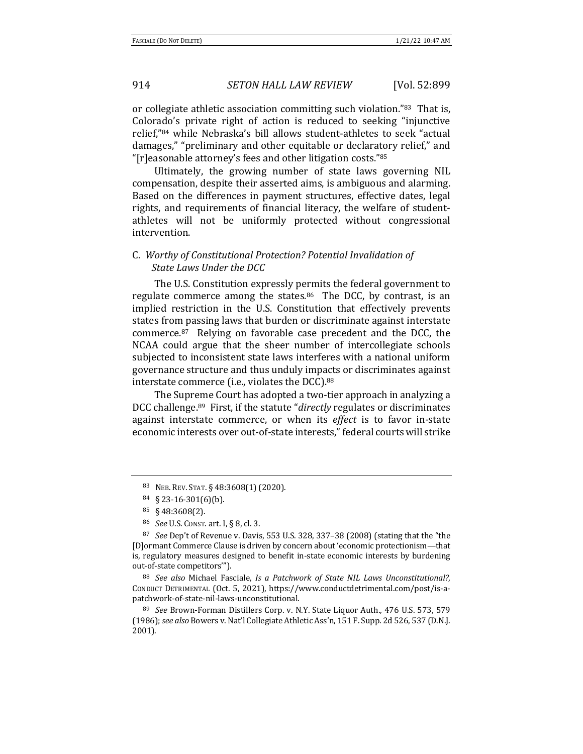or collegiate athletic association committing such violation."[83] That is, Colorado's private right of action is reduced to seeking "injunctive relief,"[84] while Nebraska's bill allows student-athletes to seek "actual damages," "preliminary and other equitable or declaratory relief," and "[r]easonable attorney's fees and other litigation costs."[85]

Ultimately, the growing number of state laws governing NIL compensation, despite their asserted aims, is ambiguous and alarming. Based on the differences in payment structures, effective dates, legal rights, and requirements of financial literacy, the welfare of student-athletes will not be uniformly protected without congressional intervention.

### C. *Worthy of Constitutional Protection? Potential Invalidation of State Laws Under the DCC*

The U.S. Constitution expressly permits the federal government to regulate commerce among the states.[86] The DCC, by contrast, is an implied restriction in the U.S. Constitution that effectively prevents states from passing laws that burden or discriminate against interstate commerce.[87] Relying on favorable case precedent and the DCC, the NCAA could argue that the sheer number of intercollegiate schools subjected to inconsistent state laws interferes with a national uniform governance structure and thus unduly impacts or discriminates against interstate commerce (i.e., violates the DCC).[88]

The Supreme Court has adopted a two-tier approach in analyzing a DCC challenge.[89] First, if the statute "*directly* regulates or discriminates against interstate commerce, or when its *effect* is to favor in-state economic interests over out-of-state interests," federal courts will strike

---

[83] NEB. REV. STAT. § 48:3608(1) (2020).

[84] § 23-16-301(6)(b).

[85] § 48:3608(2).

[86] *See* U.S. CONST. art. I, § 8, cl. 3.

[87] *See* Dep't of Revenue v. Davis, 553 U.S. 328, 337–38 (2008) (stating that the "the [D]ormant Commerce Clause is driven by concern about 'economic protectionism—that is, regulatory measures designed to benefit in-state economic interests by burdening out-of-state competitors'").

[88] *See also* Michael Fasciale, *Is a Patchwork of State NIL Laws Unconstitutional?*, CONDUCT DETRIMENTAL (Oct. 5, 2021), https://www.conductdetrimental.com/post/is-a-patchwork-of-state-nil-laws-unconstitutional.

[89] *See* Brown-Forman Distillers Corp. v. N.Y. State Liquor Auth., 476 U.S. 573, 579 (1986); *see also* Bowers v. Nat'l Collegiate Athletic Ass'n, 151 F. Supp. 2d 526, 537 (D.N.J. 2001).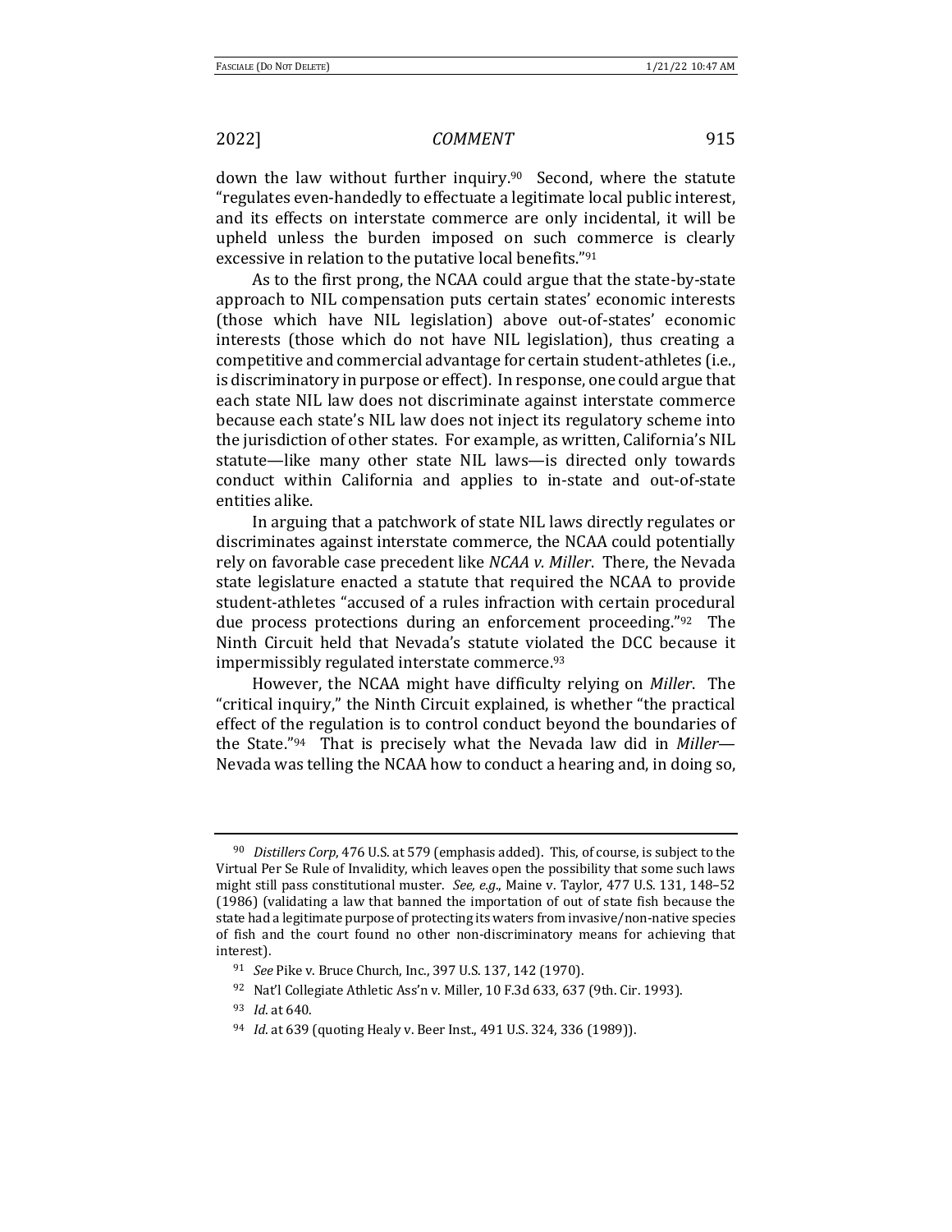down the law without further inquiry.[90] Second, where the statute "regulates even-handedly to effectuate a legitimate local public interest, and its effects on interstate commerce are only incidental, it will be upheld unless the burden imposed on such commerce is clearly excessive in relation to the putative local benefits."[91]

As to the first prong, the NCAA could argue that the state-by-state approach to NIL compensation puts certain states' economic interests (those which have NIL legislation) above out-of-states' economic interests (those which do not have NIL legislation), thus creating a competitive and commercial advantage for certain student-athletes (i.e., is discriminatory in purpose or effect). In response, one could argue that each state NIL law does not discriminate against interstate commerce because each state's NIL law does not inject its regulatory scheme into the jurisdiction of other states. For example, as written, California's NIL statute—like many other state NIL laws—is directed only towards conduct within California and applies to in-state and out-of-state entities alike.

In arguing that a patchwork of state NIL laws directly regulates or discriminates against interstate commerce, the NCAA could potentially rely on favorable case precedent like *NCAA v. Miller*. There, the Nevada state legislature enacted a statute that required the NCAA to provide student-athletes "accused of a rules infraction with certain procedural due process protections during an enforcement proceeding."[92] The Ninth Circuit held that Nevada's statute violated the DCC because it impermissibly regulated interstate commerce.[93]

However, the NCAA might have difficulty relying on *Miller*. The "critical inquiry," the Ninth Circuit explained, is whether "the practical effect of the regulation is to control conduct beyond the boundaries of the State."[94] That is precisely what the Nevada law did in *Miller*—Nevada was telling the NCAA how to conduct a hearing and, in doing so,

---

[90] *Distillers Corp*, 476 U.S. at 579 (emphasis added). This, of course, is subject to the Virtual Per Se Rule of Invalidity, which leaves open the possibility that some such laws might still pass constitutional muster. *See, e.g.*, Maine v. Taylor, 477 U.S. 131, 148–52 (1986) (validating a law that banned the importation of out of state fish because the state had a legitimate purpose of protecting its waters from invasive/non-native species of fish and the court found no other non-discriminatory means for achieving that interest).

[91] *See* Pike v. Bruce Church, Inc., 397 U.S. 137, 142 (1970).

[92] Nat'l Collegiate Athletic Ass'n v. Miller, 10 F.3d 633, 637 (9th. Cir. 1993).

[93] *Id.* at 640.

[94] *Id.* at 639 (quoting Healy v. Beer Inst., 491 U.S. 324, 336 (1989)).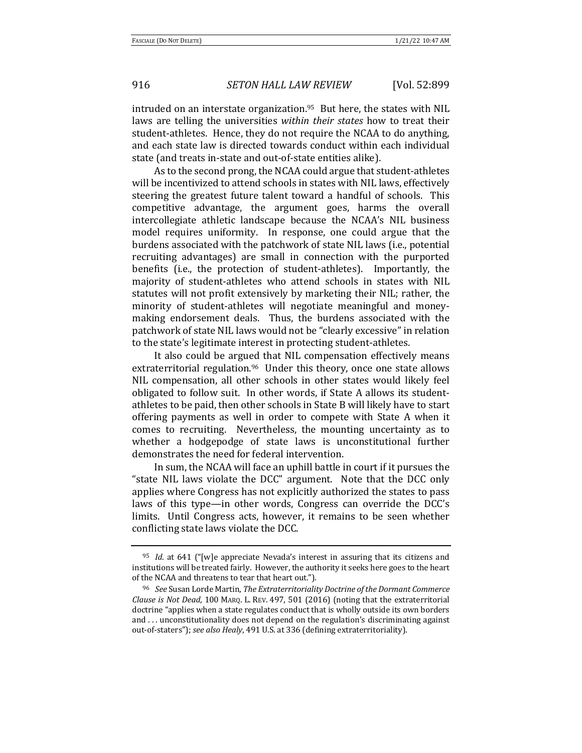intruded on an interstate organization.[95] But here, the states with NIL laws are telling the universities *within their states* how to treat their student-athletes. Hence, they do not require the NCAA to do anything, and each state law is directed towards conduct within each individual state (and treats in-state and out-of-state entities alike).

As to the second prong, the NCAA could argue that student-athletes will be incentivized to attend schools in states with NIL laws, effectively steering the greatest future talent toward a handful of schools. This competitive advantage, the argument goes, harms the overall intercollegiate athletic landscape because the NCAA's NIL business model requires uniformity. In response, one could argue that the burdens associated with the patchwork of state NIL laws (i.e., potential recruiting advantages) are small in connection with the purported benefits (i.e., the protection of student-athletes). Importantly, the majority of student-athletes who attend schools in states with NIL statutes will not profit extensively by marketing their NIL; rather, the minority of student-athletes will negotiate meaningful and money-making endorsement deals. Thus, the burdens associated with the patchwork of state NIL laws would not be "clearly excessive" in relation to the state's legitimate interest in protecting student-athletes.

It also could be argued that NIL compensation effectively means extraterritorial regulation.[96] Under this theory, once one state allows NIL compensation, all other schools in other states would likely feel obligated to follow suit. In other words, if State A allows its student-athletes to be paid, then other schools in State B will likely have to start offering payments as well in order to compete with State A when it comes to recruiting. Nevertheless, the mounting uncertainty as to whether a hodgepodge of state laws is unconstitutional further demonstrates the need for federal intervention.

In sum, the NCAA will face an uphill battle in court if it pursues the "state NIL laws violate the DCC" argument. Note that the DCC only applies where Congress has not explicitly authorized the states to pass laws of this type—in other words, Congress can override the DCC's limits. Until Congress acts, however, it remains to be seen whether conflicting state laws violate the DCC.

---

[95] *Id.* at 641 ("[w]e appreciate Nevada's interest in assuring that its citizens and institutions will be treated fairly. However, the authority it seeks here goes to the heart of the NCAA and threatens to tear that heart out.").

[96] *See* Susan Lorde Martin, *The Extraterritoriality Doctrine of the Dormant Commerce Clause is Not Dead*, 100 MARQ. L. REV. 497, 501 (2016) (noting that the extraterritorial doctrine "applies when a state regulates conduct that is wholly outside its own borders and . . . unconstitutionality does not depend on the regulation's discriminating against out-of-staters"); *see also Healy*, 491 U.S. at 336 (defining extraterritoriality).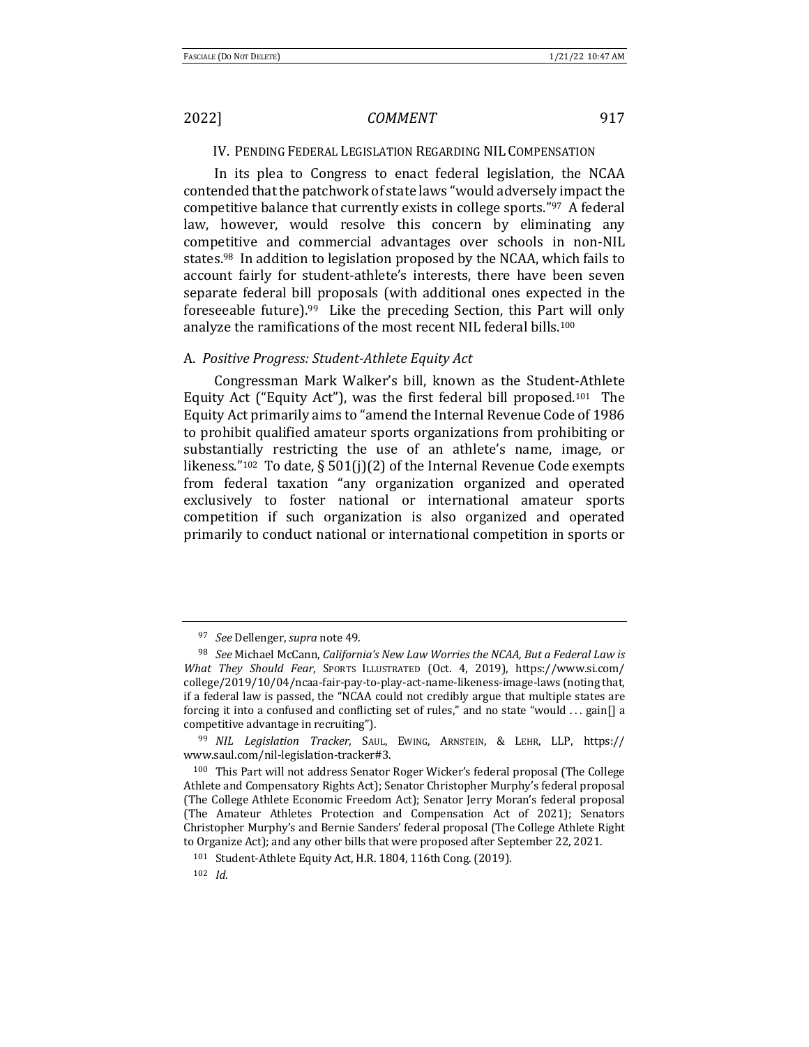## IV. PENDING FEDERAL LEGISLATION REGARDING NIL COMPENSATION

In its plea to Congress to enact federal legislation, the NCAA contended that the patchwork of state laws "would adversely impact the competitive balance that currently exists in college sports."[97] A federal law, however, would resolve this concern by eliminating any competitive and commercial advantages over schools in non-NIL states.[98] In addition to legislation proposed by the NCAA, which fails to account fairly for student-athlete's interests, there have been seven separate federal bill proposals (with additional ones expected in the foreseeable future).[99] Like the preceding Section, this Part will only analyze the ramifications of the most recent NIL federal bills.[100]

### A. *Positive Progress: Student-Athlete Equity Act*

Congressman Mark Walker's bill, known as the Student-Athlete Equity Act ("Equity Act"), was the first federal bill proposed.[101] The Equity Act primarily aims to "amend the Internal Revenue Code of 1986 to prohibit qualified amateur sports organizations from prohibiting or substantially restricting the use of an athlete's name, image, or likeness."[102] To date, § 501(j)(2) of the Internal Revenue Code exempts from federal taxation "any organization organized and operated exclusively to foster national or international amateur sports competition if such organization is also organized and operated primarily to conduct national or international competition in sports or

---

[97] *See* Dellenger, *supra* note 49.

[98] *See* Michael McCann, *California's New Law Worries the NCAA, But a Federal Law is What They Should Fear*, SPORTS ILLUSTRATED (Oct. 4, 2019), https://www.si.com/college/2019/10/04/ncaa-fair-pay-to-play-act-name-likeness-image-laws (noting that, if a federal law is passed, the "NCAA could not credibly argue that multiple states are forcing it into a confused and conflicting set of rules," and no state "would . . . gain[] a competitive advantage in recruiting").

[99] *NIL Legislation Tracker*, SAUL, EWING, ARNSTEIN, & LEHR, LLP, https://www.saul.com/nil-legislation-tracker#3.

[100] This Part will not address Senator Roger Wicker's federal proposal (The College Athlete and Compensatory Rights Act); Senator Christopher Murphy's federal proposal (The College Athlete Economic Freedom Act); Senator Jerry Moran's federal proposal (The Amateur Athletes Protection and Compensation Act of 2021); Senators Christopher Murphy's and Bernie Sanders' federal proposal (The College Athlete Right to Organize Act); and any other bills that were proposed after September 22, 2021.

[101] Student-Athlete Equity Act, H.R. 1804, 116th Cong. (2019).

[102] *Id*.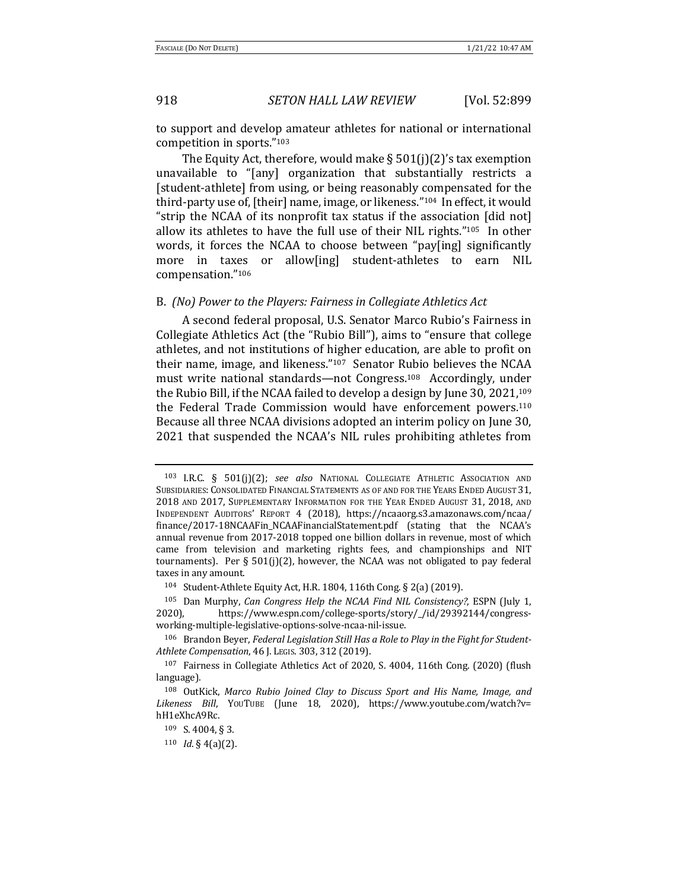to support and develop amateur athletes for national or international competition in sports."[103]

The Equity Act, therefore, would make § 501(j)(2)'s tax exemption unavailable to "[any] organization that substantially restricts a [student-athlete] from using, or being reasonably compensated for the third-party use of, [their] name, image, or likeness."[104] In effect, it would "strip the NCAA of its nonprofit tax status if the association [did not] allow its athletes to have the full use of their NIL rights."[105] In other words, it forces the NCAA to choose between "pay[ing] significantly more in taxes or allow[ing] student-athletes to earn NIL compensation."[106]

### B. *(No) Power to the Players: Fairness in Collegiate Athletics Act*

A second federal proposal, U.S. Senator Marco Rubio's Fairness in Collegiate Athletics Act (the "Rubio Bill"), aims to "ensure that college athletes, and not institutions of higher education, are able to profit on their name, image, and likeness."[107] Senator Rubio believes the NCAA must write national standards—not Congress.[108] Accordingly, under the Rubio Bill, if the NCAA failed to develop a design by June 30, 2021,[109] the Federal Trade Commission would have enforcement powers.[110] Because all three NCAA divisions adopted an interim policy on June 30, 2021 that suspended the NCAA's NIL rules prohibiting athletes from

---

[103] I.R.C. § 501(j)(2); *see also* NATIONAL COLLEGIATE ATHLETIC ASSOCIATION AND SUBSIDIARIES: CONSOLIDATED FINANCIAL STATEMENTS AS OF AND FOR THE YEARS ENDED AUGUST 31, 2018 AND 2017, SUPPLEMENTARY INFORMATION FOR THE YEAR ENDED AUGUST 31, 2018, AND INDEPENDENT AUDITORS' REPORT 4 (2018), https://ncaaorg.s3.amazonaws.com/ncaa/finance/2017-18NCAAFin_NCAAFinancialStatement.pdf (stating that the NCAA's annual revenue from 2017-2018 topped one billion dollars in revenue, most of which came from television and marketing rights fees, and championships and NIT tournaments). Per § 501(j)(2), however, the NCAA was not obligated to pay federal taxes in any amount.

[104] Student-Athlete Equity Act, H.R. 1804, 116th Cong. § 2(a) (2019).

[105] Dan Murphy, *Can Congress Help the NCAA Find NIL Consistency?*, ESPN (July 1, 2020), https://www.espn.com/college-sports/story/_/id/29392144/congress-working-multiple-legislative-options-solve-ncaa-nil-issue.

[106] Brandon Beyer, *Federal Legislation Still Has a Role to Play in the Fight for Student-Athlete Compensation*, 46 J. LEGIS. 303, 312 (2019).

[107] Fairness in Collegiate Athletics Act of 2020, S. 4004, 116th Cong. (2020) (flush language).

[108] OutKick, *Marco Rubio Joined Clay to Discuss Sport and His Name, Image, and Likeness Bill*, YOUTUBE (June 18, 2020), https://www.youtube.com/watch?v=hH1eXhcA9Rc.

[109] S. 4004, § 3.

[110] *Id.* § 4(a)(2).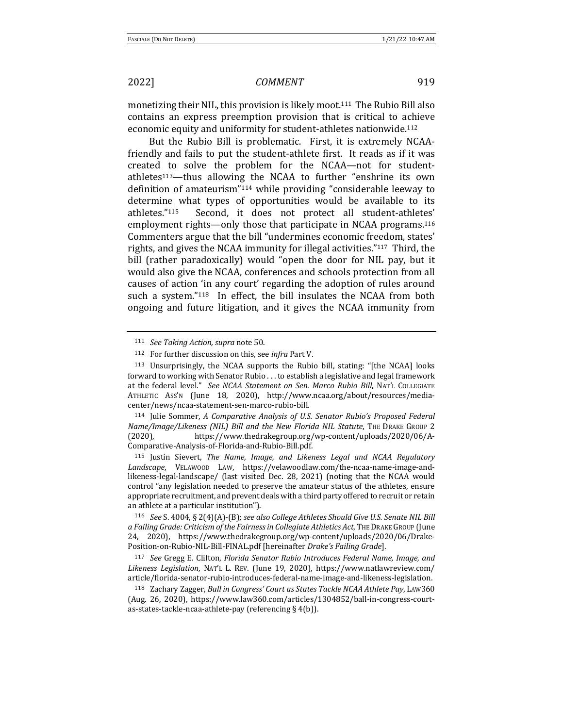monetizing their NIL, this provision is likely moot.[111] The Rubio Bill also contains an express preemption provision that is critical to achieve economic equity and uniformity for student-athletes nationwide.[112]

But the Rubio Bill is problematic. First, it is extremely NCAA-friendly and fails to put the student-athlete first. It reads as if it was created to solve the problem for the NCAA—not for student-athletes[113]—thus allowing the NCAA to further "enshrine its own definition of amateurism"[114] while providing "considerable leeway to determine what types of opportunities would be available to its athletes."[115] Second, it does not protect all student-athletes' employment rights—only those that participate in NCAA programs.[116] Commenters argue that the bill "undermines economic freedom, states' rights, and gives the NCAA immunity for illegal activities."[117] Third, the bill (rather paradoxically) would "open the door for NIL pay, but it would also give the NCAA, conferences and schools protection from all causes of action 'in any court' regarding the adoption of rules around such a system."[118] In effect, the bill insulates the NCAA from both ongoing and future litigation, and it gives the NCAA immunity from

---

[111] *See Taking Action, supra* note 50.

[112] For further discussion on this, see *infra* Part V.

[113] Unsurprisingly, the NCAA supports the Rubio bill, stating: "[the NCAA] looks forward to working with Senator Rubio . . . to establish a legislative and legal framework at the federal level." *See NCAA Statement on Sen. Marco Rubio Bill*, NAT'L COLLEGIATE ATHLETIC ASS'N (June 18, 2020), http://www.ncaa.org/about/resources/media-center/news/ncaa-statement-sen-marco-rubio-bill.

[114] Julie Sommer, *A Comparative Analysis of U.S. Senator Rubio's Proposed Federal Name/Image/Likeness (NIL) Bill and the New Florida NIL Statute*, THE DRAKE GROUP 2 (2020), https://www.thedrakegroup.org/wp-content/uploads/2020/06/A-Comparative-Analysis-of-Florida-and-Rubio-Bill.pdf.

[115] Justin Sievert, *The Name, Image, and Likeness Legal and NCAA Regulatory Landscape*, VELAWOOD LAW, https://velawoodlaw.com/the-ncaa-name-image-and-likeness-legal-landscape/ (last visited Dec. 28, 2021) (noting that the NCAA would control "any legislation needed to preserve the amateur status of the athletes, ensure appropriate recruitment, and prevent deals with a third party offered to recruit or retain an athlete at a particular institution").

[116] *See* S. 4004, § 2(4)(A)-(B); *see also College Athletes Should Give U.S. Senate NIL Bill a Failing Grade: Criticism of the Fairness in Collegiate Athletics Act*, THE DRAKE GROUP (June 24, 2020), https://www.thedrakegroup.org/wp-content/uploads/2020/06/Drake-Position-on-Rubio-NIL-Bill-FINAL.pdf [hereinafter *Drake's Failing Grade*].

[117] *See* Gregg E. Clifton, *Florida Senator Rubio Introduces Federal Name, Image, and Likeness Legislation*, NAT'L L. REV. (June 19, 2020), https://www.natlawreview.com/article/florida-senator-rubio-introduces-federal-name-image-and-likeness-legislation.

[118] Zachary Zagger, *Ball in Congress' Court as States Tackle NCAA Athlete Pay*, LAW360 (Aug. 26, 2020), https://www.law360.com/articles/1304852/ball-in-congress-court-as-states-tackle-ncaa-athlete-pay (referencing § 4(b)).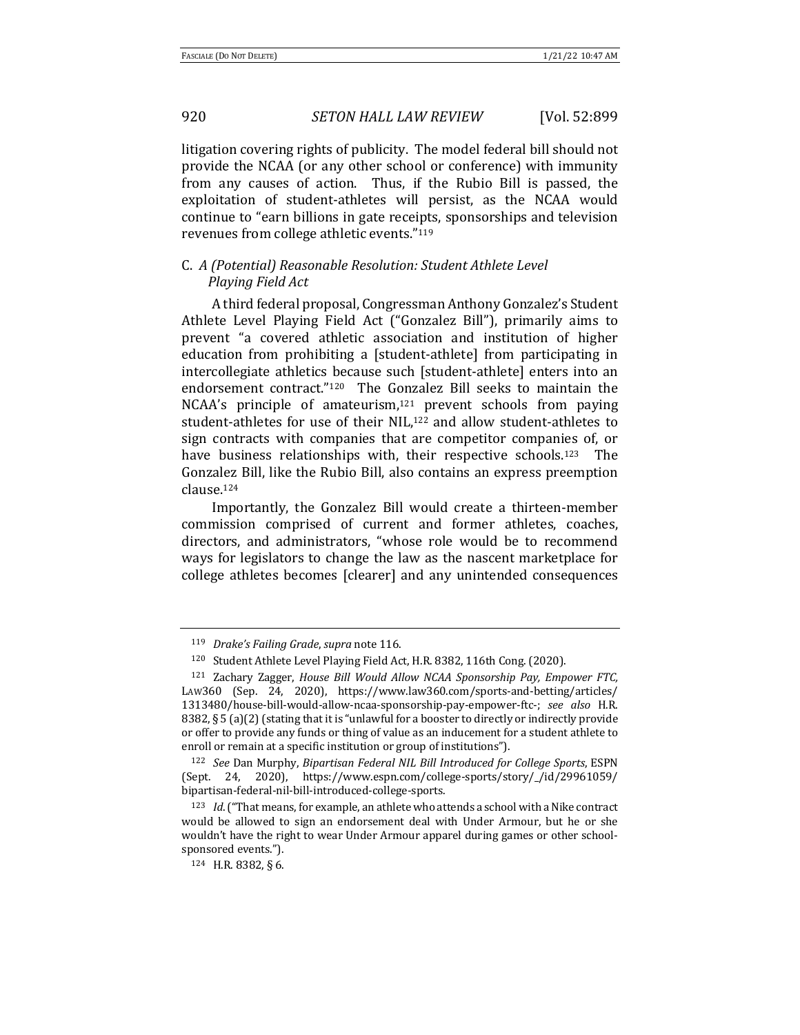litigation covering rights of publicity. The model federal bill should not provide the NCAA (or any other school or conference) with immunity from any causes of action. Thus, if the Rubio Bill is passed, the exploitation of student-athletes will persist, as the NCAA would continue to "earn billions in gate receipts, sponsorships and television revenues from college athletic events."[119]

### C. *A (Potential) Reasonable Resolution: Student Athlete Level Playing Field Act*

A third federal proposal, Congressman Anthony Gonzalez's Student Athlete Level Playing Field Act ("Gonzalez Bill"), primarily aims to prevent "a covered athletic association and institution of higher education from prohibiting a [student-athlete] from participating in intercollegiate athletics because such [student-athlete] enters into an endorsement contract."[120] The Gonzalez Bill seeks to maintain the NCAA's principle of amateurism,[121] prevent schools from paying student-athletes for use of their NIL,[122] and allow student-athletes to sign contracts with companies that are competitor companies of, or have business relationships with, their respective schools.[123] The Gonzalez Bill, like the Rubio Bill, also contains an express preemption clause.[124]

Importantly, the Gonzalez Bill would create a thirteen-member commission comprised of current and former athletes, coaches, directors, and administrators, "whose role would be to recommend ways for legislators to change the law as the nascent marketplace for college athletes becomes [clearer] and any unintended consequences

---

[119] *Drake's Failing Grade*, *supra* note 116.

[120] Student Athlete Level Playing Field Act, H.R. 8382, 116th Cong. (2020).

[121] Zachary Zagger, *House Bill Would Allow NCAA Sponsorship Pay, Empower FTC*, LAW360 (Sep. 24, 2020), https://www.law360.com/sports-and-betting/articles/1313480/house-bill-would-allow-ncaa-sponsorship-pay-empower-ftc-; *see also* H.R. 8382, § 5 (a)(2) (stating that it is "unlawful for a booster to directly or indirectly provide or offer to provide any funds or thing of value as an inducement for a student athlete to enroll or remain at a specific institution or group of institutions").

[122] *See* Dan Murphy, *Bipartisan Federal NIL Bill Introduced for College Sports*, ESPN (Sept. 24, 2020), https://www.espn.com/college-sports/story/_/id/29961059/bipartisan-federal-nil-bill-introduced-college-sports.

[123] *Id.* ("That means, for example, an athlete who attends a school with a Nike contract would be allowed to sign an endorsement deal with Under Armour, but he or she wouldn't have the right to wear Under Armour apparel during games or other school-sponsored events.").

[124] H.R. 8382, § 6.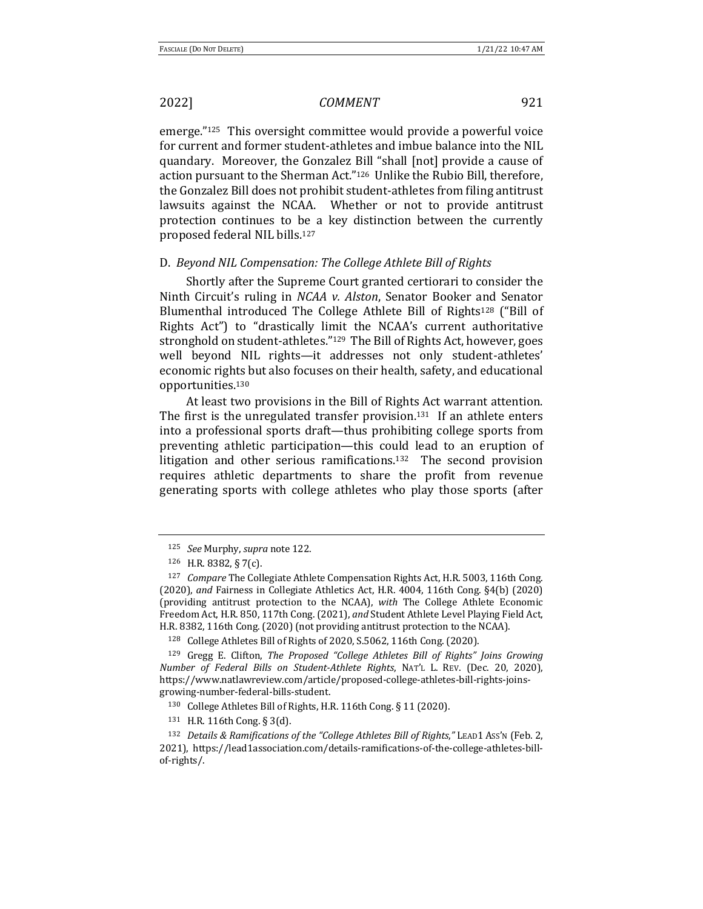emerge."[125] This oversight committee would provide a powerful voice for current and former student-athletes and imbue balance into the NIL quandary. Moreover, the Gonzalez Bill "shall [not] provide a cause of action pursuant to the Sherman Act."[126] Unlike the Rubio Bill, therefore, the Gonzalez Bill does not prohibit student-athletes from filing antitrust lawsuits against the NCAA. Whether or not to provide antitrust protection continues to be a key distinction between the currently proposed federal NIL bills.[127]

### D. *Beyond NIL Compensation: The College Athlete Bill of Rights*

Shortly after the Supreme Court granted certiorari to consider the Ninth Circuit's ruling in *NCAA v. Alston*, Senator Booker and Senator Blumenthal introduced The College Athlete Bill of Rights[128] ("Bill of Rights Act") to "drastically limit the NCAA's current authoritative stronghold on student-athletes."[129] The Bill of Rights Act, however, goes well beyond NIL rights—it addresses not only student-athletes' economic rights but also focuses on their health, safety, and educational opportunities.[130]

At least two provisions in the Bill of Rights Act warrant attention. The first is the unregulated transfer provision.[131] If an athlete enters into a professional sports draft—thus prohibiting college sports from preventing athletic participation—this could lead to an eruption of litigation and other serious ramifications.[132] The second provision requires athletic departments to share the profit from revenue generating sports with college athletes who play those sports (after

---

[125] *See* Murphy, *supra* note 122.

[126] H.R. 8382, § 7(c).

[127] *Compare* The Collegiate Athlete Compensation Rights Act, H.R. 5003, 116th Cong. (2020), *and* Fairness in Collegiate Athletics Act, H.R. 4004, 116th Cong. §4(b) (2020) (providing antitrust protection to the NCAA), *with* The College Athlete Economic Freedom Act, H.R. 850, 117th Cong. (2021), *and* Student Athlete Level Playing Field Act, H.R. 8382, 116th Cong. (2020) (not providing antitrust protection to the NCAA).

[128] College Athletes Bill of Rights of 2020, S.5062, 116th Cong. (2020).

[129] Gregg E. Clifton, *The Proposed "College Athletes Bill of Rights" Joins Growing Number of Federal Bills on Student-Athlete Rights*, NAT'L L. REV. (Dec. 20, 2020), https://www.natlawreview.com/article/proposed-college-athletes-bill-rights-joins-growing-number-federal-bills-student.

[130] College Athletes Bill of Rights, H.R. 116th Cong. § 11 (2020).

[131] H.R. 116th Cong. § 3(d).

[132] *Details & Ramifications of the "College Athletes Bill of Rights*,*"* LEAD1 ASS'N (Feb. 2, 2021), https://lead1association.com/details-ramifications-of-the-college-athletes-bill-of-rights/.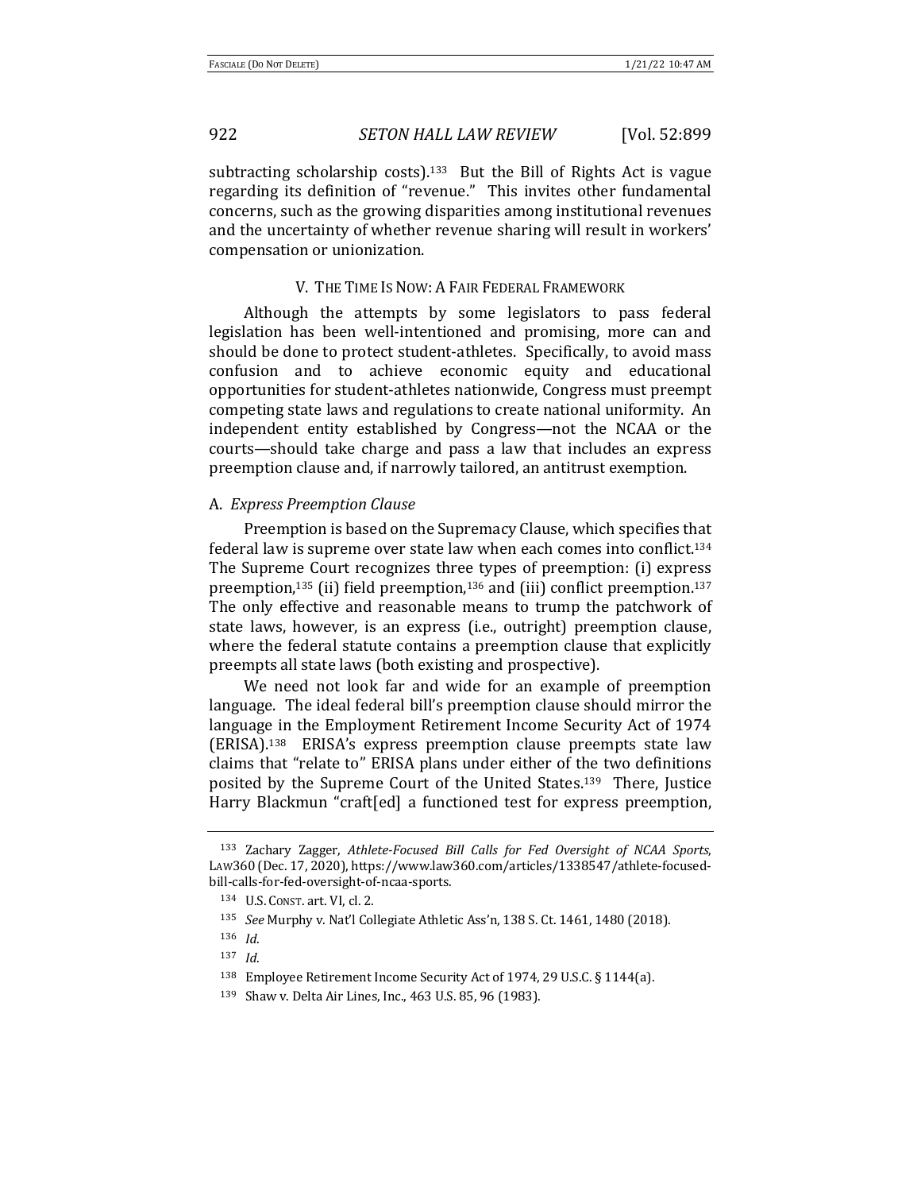subtracting scholarship costs).[133] But the Bill of Rights Act is vague regarding its definition of "revenue." This invites other fundamental concerns, such as the growing disparities among institutional revenues and the uncertainty of whether revenue sharing will result in workers' compensation or unionization.

## V. The Time Is Now: A Fair Federal Framework

Although the attempts by some legislators to pass federal legislation has been well-intentioned and promising, more can and should be done to protect student-athletes. Specifically, to avoid mass confusion and to achieve economic equity and educational opportunities for student-athletes nationwide, Congress must preempt competing state laws and regulations to create national uniformity. An independent entity established by Congress—not the NCAA or the courts—should take charge and pass a law that includes an express preemption clause and, if narrowly tailored, an antitrust exemption.

### A. *Express Preemption Clause*

Preemption is based on the Supremacy Clause, which specifies that federal law is supreme over state law when each comes into conflict.[134] The Supreme Court recognizes three types of preemption: (i) express preemption,[135] (ii) field preemption,[136] and (iii) conflict preemption.[137] The only effective and reasonable means to trump the patchwork of state laws, however, is an express (i.e., outright) preemption clause, where the federal statute contains a preemption clause that explicitly preempts all state laws (both existing and prospective).

We need not look far and wide for an example of preemption language. The ideal federal bill's preemption clause should mirror the language in the Employment Retirement Income Security Act of 1974 (ERISA).[138] ERISA's express preemption clause preempts state law claims that "relate to" ERISA plans under either of the two definitions posited by the Supreme Court of the United States.[139] There, Justice Harry Blackmun "craft[ed] a functioned test for express preemption,

---

[133] Zachary Zagger, *Athlete-Focused Bill Calls for Fed Oversight of NCAA Sports*, LAW360 (Dec. 17, 2020), https://www.law360.com/articles/1338547/athlete-focused-bill-calls-for-fed-oversight-of-ncaa-sports.

[134] U.S. CONST. art. VI, cl. 2.

[135] *See* Murphy v. Nat'l Collegiate Athletic Ass'n, 138 S. Ct. 1461, 1480 (2018).

[136] *Id.*

[137] *Id.*

[138] Employee Retirement Income Security Act of 1974, 29 U.S.C. § 1144(a).

[139] Shaw v. Delta Air Lines, Inc., 463 U.S. 85, 96 (1983).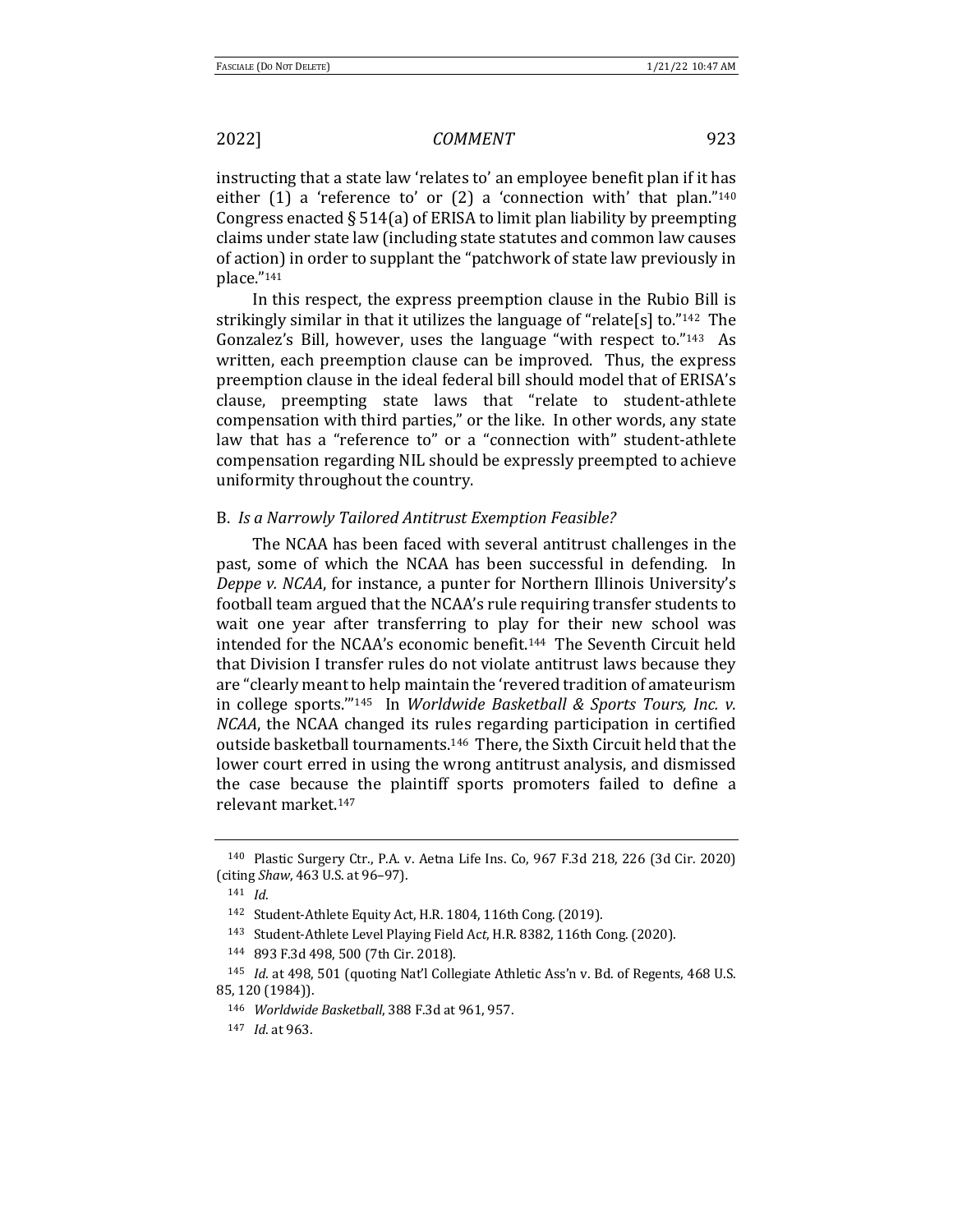instructing that a state law 'relates to' an employee benefit plan if it has either (1) a 'reference to' or (2) a 'connection with' that plan."[140] Congress enacted § 514(a) of ERISA to limit plan liability by preempting claims under state law (including state statutes and common law causes of action) in order to supplant the "patchwork of state law previously in place."[141]

In this respect, the express preemption clause in the Rubio Bill is strikingly similar in that it utilizes the language of "relate[s] to."[142] The Gonzalez's Bill, however, uses the language "with respect to."[143] As written, each preemption clause can be improved. Thus, the express preemption clause in the ideal federal bill should model that of ERISA's clause, preempting state laws that "relate to student-athlete compensation with third parties," or the like. In other words, any state law that has a "reference to" or a "connection with" student-athlete compensation regarding NIL should be expressly preempted to achieve uniformity throughout the country.

### B. *Is a Narrowly Tailored Antitrust Exemption Feasible?*

The NCAA has been faced with several antitrust challenges in the past, some of which the NCAA has been successful in defending. In *Deppe v. NCAA*, for instance, a punter for Northern Illinois University's football team argued that the NCAA's rule requiring transfer students to wait one year after transferring to play for their new school was intended for the NCAA's economic benefit.[144] The Seventh Circuit held that Division I transfer rules do not violate antitrust laws because they are "clearly meant to help maintain the 'revered tradition of amateurism in college sports.'"[145] In *Worldwide Basketball & Sports Tours, Inc. v. NCAA*, the NCAA changed its rules regarding participation in certified outside basketball tournaments.[146] There, the Sixth Circuit held that the lower court erred in using the wrong antitrust analysis, and dismissed the case because the plaintiff sports promoters failed to define a relevant market.[147]

---

[140] Plastic Surgery Ctr., P.A. v. Aetna Life Ins. Co, 967 F.3d 218, 226 (3d Cir. 2020) (citing *Shaw*, 463 U.S. at 96–97).

[141] *Id.*

[142] Student-Athlete Equity Act, H.R. 1804, 116th Cong. (2019).

[143] Student-Athlete Level Playing Field Act, H.R. 8382, 116th Cong. (2020).

[144] 893 F.3d 498, 500 (7th Cir. 2018).

[145] *Id.* at 498, 501 (quoting Nat'l Collegiate Athletic Ass'n v. Bd. of Regents, 468 U.S. 85, 120 (1984)).

[146] *Worldwide Basketball*, 388 F.3d at 961, 957.

[147] *Id.* at 963.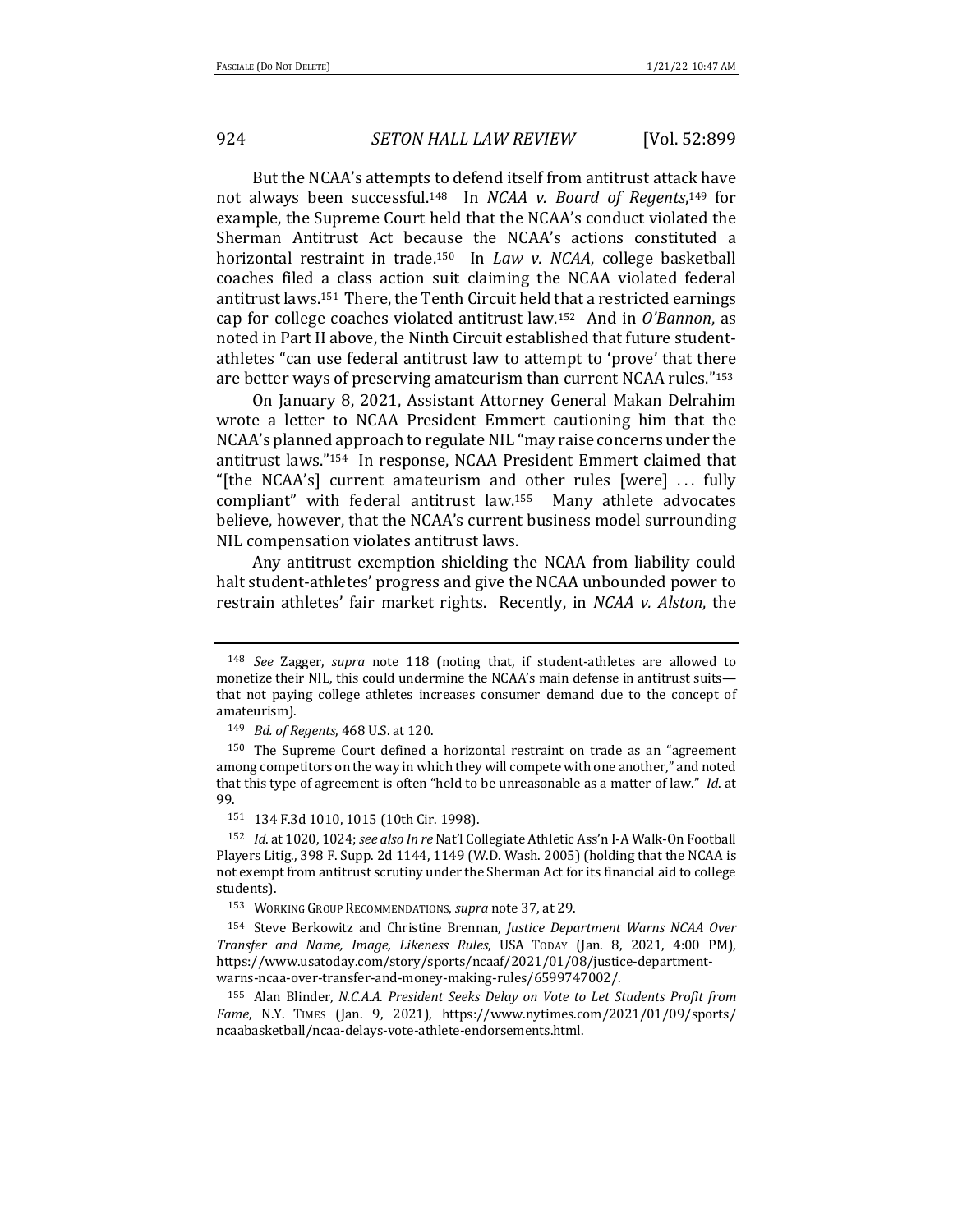But the NCAA's attempts to defend itself from antitrust attack have not always been successful.[148] In *NCAA v. Board of Regents*,[149] for example, the Supreme Court held that the NCAA's conduct violated the Sherman Antitrust Act because the NCAA's actions constituted a horizontal restraint in trade.[150] In *Law v. NCAA*, college basketball coaches filed a class action suit claiming the NCAA violated federal antitrust laws.[151] There, the Tenth Circuit held that a restricted earnings cap for college coaches violated antitrust law.[152] And in *O'Bannon*, as noted in Part II above, the Ninth Circuit established that future student-athletes "can use federal antitrust law to attempt to 'prove' that there are better ways of preserving amateurism than current NCAA rules."[153]

On January 8, 2021, Assistant Attorney General Makan Delrahim wrote a letter to NCAA President Emmert cautioning him that the NCAA's planned approach to regulate NIL "may raise concerns under the antitrust laws."[154] In response, NCAA President Emmert claimed that "[the NCAA's] current amateurism and other rules [were] . . . fully compliant" with federal antitrust law.[155] Many athlete advocates believe, however, that the NCAA's current business model surrounding NIL compensation violates antitrust laws.

Any antitrust exemption shielding the NCAA from liability could halt student-athletes' progress and give the NCAA unbounded power to restrain athletes' fair market rights. Recently, in *NCAA v. Alston*, the

---

[148] *See* Zagger, *supra* note 118 (noting that, if student-athletes are allowed to monetize their NIL, this could undermine the NCAA's main defense in antitrust suits—that not paying college athletes increases consumer demand due to the concept of amateurism).

[149] *Bd. of Regents*, 468 U.S. at 120.

[150] The Supreme Court defined a horizontal restraint on trade as an "agreement among competitors on the way in which they will compete with one another," and noted that this type of agreement is often "held to be unreasonable as a matter of law." *Id*. at 99.

[151] 134 F.3d 1010, 1015 (10th Cir. 1998).

[152] *Id*. at 1020, 1024; *see also In re* Nat'l Collegiate Athletic Ass'n I-A Walk-On Football Players Litig., 398 F. Supp. 2d 1144, 1149 (W.D. Wash. 2005) (holding that the NCAA is not exempt from antitrust scrutiny under the Sherman Act for its financial aid to college students).

[153] WORKING GROUP RECOMMENDATIONS, *supra* note 37, at 29.

[154] Steve Berkowitz and Christine Brennan, *Justice Department Warns NCAA Over Transfer and Name, Image, Likeness Rules*, USA TODAY (Jan. 8, 2021, 4:00 PM), https://www.usatoday.com/story/sports/ncaaf/2021/01/08/justice-department-warns-ncaa-over-transfer-and-money-making-rules/6599747002/.

[155] Alan Blinder, *N.C.A.A. President Seeks Delay on Vote to Let Students Profit from Fame*, N.Y. TIMES (Jan. 9, 2021), https://www.nytimes.com/2021/01/09/sports/ncaabasketball/ncaa-delays-vote-athlete-endorsements.html.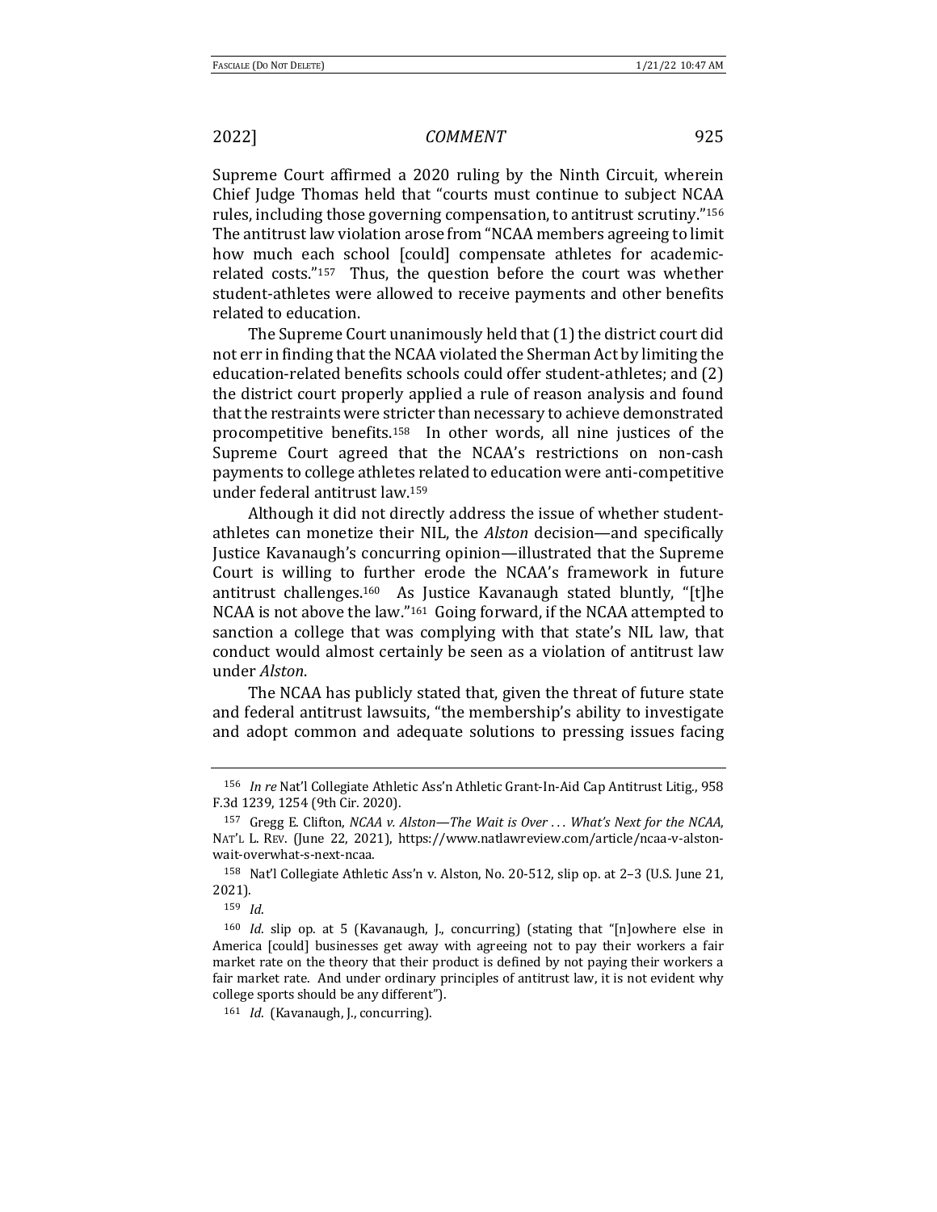Supreme Court affirmed a 2020 ruling by the Ninth Circuit, wherein Chief Judge Thomas held that "courts must continue to subject NCAA rules, including those governing compensation, to antitrust scrutiny."[156] The antitrust law violation arose from "NCAA members agreeing to limit how much each school [could] compensate athletes for academic-related costs."[157] Thus, the question before the court was whether student-athletes were allowed to receive payments and other benefits related to education.

The Supreme Court unanimously held that (1) the district court did not err in finding that the NCAA violated the Sherman Act by limiting the education-related benefits schools could offer student-athletes; and (2) the district court properly applied a rule of reason analysis and found that the restraints were stricter than necessary to achieve demonstrated procompetitive benefits.[158] In other words, all nine justices of the Supreme Court agreed that the NCAA's restrictions on non-cash payments to college athletes related to education were anti-competitive under federal antitrust law.[159]

Although it did not directly address the issue of whether student-athletes can monetize their NIL, the *Alston* decision—and specifically Justice Kavanaugh's concurring opinion—illustrated that the Supreme Court is willing to further erode the NCAA's framework in future antitrust challenges.[160] As Justice Kavanaugh stated bluntly, "[t]he NCAA is not above the law."[161] Going forward, if the NCAA attempted to sanction a college that was complying with that state's NIL law, that conduct would almost certainly be seen as a violation of antitrust law under *Alston*.

The NCAA has publicly stated that, given the threat of future state and federal antitrust lawsuits, "the membership's ability to investigate and adopt common and adequate solutions to pressing issues facing

---

[156] *In re* Nat'l Collegiate Athletic Ass'n Athletic Grant-In-Aid Cap Antitrust Litig., 958 F.3d 1239, 1254 (9th Cir. 2020).

[157] Gregg E. Clifton, *NCAA v. Alston—The Wait is Over . . . What's Next for the NCAA*, NAT'L L. REV. (June 22, 2021), https://www.natlawreview.com/article/ncaa-v-alston-wait-overwhat-s-next-ncaa.

[158] Nat'l Collegiate Athletic Ass'n v. Alston, No. 20-512, slip op. at 2–3 (U.S. June 21, 2021).

[159] *Id*.

[160] *Id*. slip op. at 5 (Kavanaugh, J., concurring) (stating that "[n]owhere else in America [could] businesses get away with agreeing not to pay their workers a fair market rate on the theory that their product is defined by not paying their workers a fair market rate. And under ordinary principles of antitrust law, it is not evident why college sports should be any different").

[161] *Id*. (Kavanaugh, J., concurring).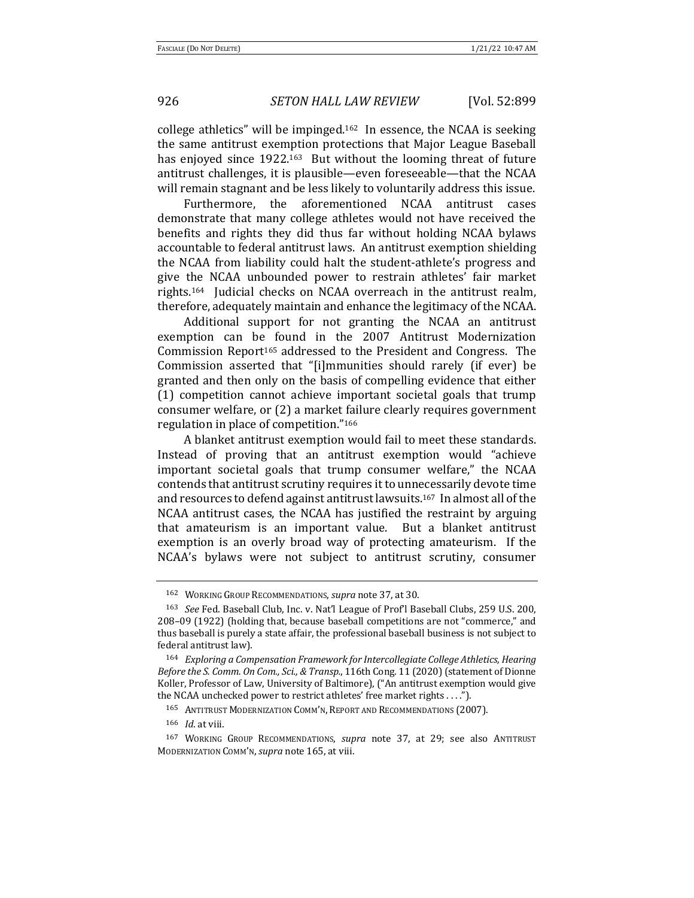college athletics" will be impinged.[162] In essence, the NCAA is seeking the same antitrust exemption protections that Major League Baseball has enjoyed since 1922.[163] But without the looming threat of future antitrust challenges, it is plausible—even foreseeable—that the NCAA will remain stagnant and be less likely to voluntarily address this issue.

Furthermore, the aforementioned NCAA antitrust cases demonstrate that many college athletes would not have received the benefits and rights they did thus far without holding NCAA bylaws accountable to federal antitrust laws. An antitrust exemption shielding the NCAA from liability could halt the student-athlete's progress and give the NCAA unbounded power to restrain athletes' fair market rights.[164] Judicial checks on NCAA overreach in the antitrust realm, therefore, adequately maintain and enhance the legitimacy of the NCAA.

Additional support for not granting the NCAA an antitrust exemption can be found in the 2007 Antitrust Modernization Commission Report[165] addressed to the President and Congress. The Commission asserted that "[i]mmunities should rarely (if ever) be granted and then only on the basis of compelling evidence that either (1) competition cannot achieve important societal goals that trump consumer welfare, or (2) a market failure clearly requires government regulation in place of competition."[166]

A blanket antitrust exemption would fail to meet these standards. Instead of proving that an antitrust exemption would "achieve important societal goals that trump consumer welfare," the NCAA contends that antitrust scrutiny requires it to unnecessarily devote time and resources to defend against antitrust lawsuits.[167] In almost all of the NCAA antitrust cases, the NCAA has justified the restraint by arguing that amateurism is an important value. But a blanket antitrust exemption is an overly broad way of protecting amateurism. If the NCAA's bylaws were not subject to antitrust scrutiny, consumer

---

[162] WORKING GROUP RECOMMENDATIONS, *supra* note 37, at 30.

[163] *See* Fed. Baseball Club, Inc. v. Nat'l League of Prof'l Baseball Clubs, 259 U.S. 200, 208–09 (1922) (holding that, because baseball competitions are not "commerce," and thus baseball is purely a state affair, the professional baseball business is not subject to federal antitrust law).

[164] *Exploring a Compensation Framework for Intercollegiate College Athletics, Hearing Before the S. Comm. On Com., Sci., & Transp.*, 116th Cong. 11 (2020) (statement of Dionne Koller, Professor of Law, University of Baltimore), ("An antitrust exemption would give the NCAA unchecked power to restrict athletes' free market rights . . . .").

[165] ANTITRUST MODERNIZATION COMM'N, REPORT AND RECOMMENDATIONS (2007).

[166] *Id.* at viii.

[167] WORKING GROUP RECOMMENDATIONS, *supra* note 37, at 29; see also ANTITRUST MODERNIZATION COMM'N, *supra* note 165, at viii.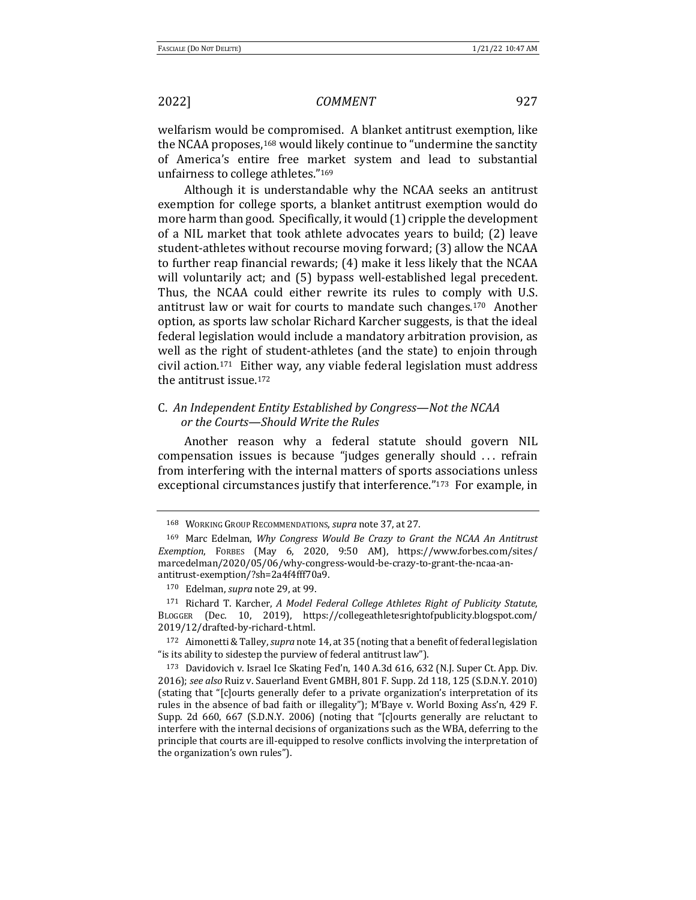welfarism would be compromised. A blanket antitrust exemption, like the NCAA proposes,[168] would likely continue to "undermine the sanctity of America's entire free market system and lead to substantial unfairness to college athletes."[169]

Although it is understandable why the NCAA seeks an antitrust exemption for college sports, a blanket antitrust exemption would do more harm than good. Specifically, it would (1) cripple the development of a NIL market that took athlete advocates years to build; (2) leave student-athletes without recourse moving forward; (3) allow the NCAA to further reap financial rewards; (4) make it less likely that the NCAA will voluntarily act; and (5) bypass well-established legal precedent. Thus, the NCAA could either rewrite its rules to comply with U.S. antitrust law or wait for courts to mandate such changes.[170] Another option, as sports law scholar Richard Karcher suggests, is that the ideal federal legislation would include a mandatory arbitration provision, as well as the right of student-athletes (and the state) to enjoin through civil action.[171] Either way, any viable federal legislation must address the antitrust issue.[172]

### C. *An Independent Entity Established by Congress—Not the NCAA or the Courts—Should Write the Rules*

Another reason why a federal statute should govern NIL compensation issues is because "judges generally should . . . refrain from interfering with the internal matters of sports associations unless exceptional circumstances justify that interference."[173] For example, in

---

[168] WORKING GROUP RECOMMENDATIONS, *supra* note 37, at 27.

[169] Marc Edelman, *Why Congress Would Be Crazy to Grant the NCAA An Antitrust Exemption*, FORBES (May 6, 2020, 9:50 AM), https://www.forbes.com/sites/marcedelman/2020/05/06/why-congress-would-be-crazy-to-grant-the-ncaa-an-antitrust-exemption/?sh=2a4f4fff70a9.

[170] Edelman, *supra* note 29, at 99.

[171] Richard T. Karcher, *A Model Federal College Athletes Right of Publicity Statute*, BLOGGER (Dec. 10, 2019), https://collegeathletesrightofpublicity.blogspot.com/2019/12/drafted-by-richard-t.html.

[172] Aimonetti & Talley, *supra* note 14, at 35 (noting that a benefit of federal legislation "is its ability to sidestep the purview of federal antitrust law").

[173] Davidovich v. Israel Ice Skating Fed'n, 140 A.3d 616, 632 (N.J. Super Ct. App. Div. 2016); *see also* Ruiz v. Sauerland Event GMBH, 801 F. Supp. 2d 118, 125 (S.D.N.Y. 2010) (stating that "[c]ourts generally defer to a private organization's interpretation of its rules in the absence of bad faith or illegality"); M'Baye v. World Boxing Ass'n, 429 F. Supp. 2d 660, 667 (S.D.N.Y. 2006) (noting that "[c]ourts generally are reluctant to interfere with the internal decisions of organizations such as the WBA, deferring to the principle that courts are ill-equipped to resolve conflicts involving the interpretation of the organization's own rules").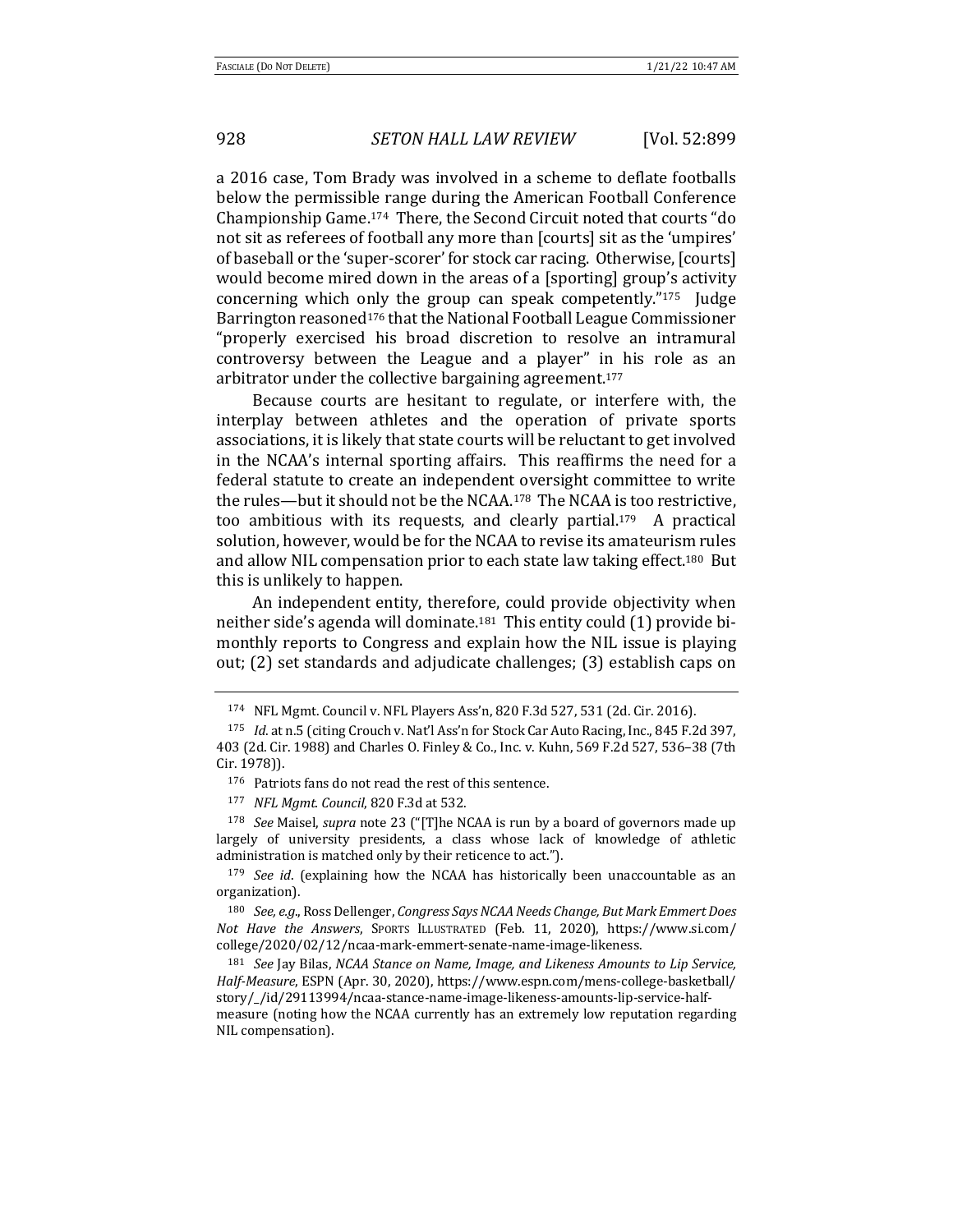a 2016 case, Tom Brady was involved in a scheme to deflate footballs below the permissible range during the American Football Conference Championship Game.[174] There, the Second Circuit noted that courts "do not sit as referees of football any more than [courts] sit as the 'umpires' of baseball or the 'super-scorer' for stock car racing. Otherwise, [courts] would become mired down in the areas of a [sporting] group's activity concerning which only the group can speak competently."[175] Judge Barrington reasoned[176] that the National Football League Commissioner "properly exercised his broad discretion to resolve an intramural controversy between the League and a player" in his role as an arbitrator under the collective bargaining agreement.[177]

Because courts are hesitant to regulate, or interfere with, the interplay between athletes and the operation of private sports associations, it is likely that state courts will be reluctant to get involved in the NCAA's internal sporting affairs. This reaffirms the need for a federal statute to create an independent oversight committee to write the rules—but it should not be the NCAA.[178] The NCAA is too restrictive, too ambitious with its requests, and clearly partial.[179] A practical solution, however, would be for the NCAA to revise its amateurism rules and allow NIL compensation prior to each state law taking effect.[180] But this is unlikely to happen.

An independent entity, therefore, could provide objectivity when neither side's agenda will dominate.[181] This entity could (1) provide bi-monthly reports to Congress and explain how the NIL issue is playing out; (2) set standards and adjudicate challenges; (3) establish caps on

---

[174] NFL Mgmt. Council v. NFL Players Ass'n, 820 F.3d 527, 531 (2d. Cir. 2016).

[175] *Id*. at n.5 (citing Crouch v. Nat'l Ass'n for Stock Car Auto Racing, Inc., 845 F.2d 397, 403 (2d. Cir. 1988) and Charles O. Finley & Co., Inc. v. Kuhn, 569 F.2d 527, 536–38 (7th Cir. 1978)).

[176] Patriots fans do not read the rest of this sentence.

[177] *NFL Mgmt. Council*, 820 F.3d at 532.

[178] *See* Maisel, *supra* note 23 ("[T]he NCAA is run by a board of governors made up largely of university presidents, a class whose lack of knowledge of athletic administration is matched only by their reticence to act.").

[179] *See id*. (explaining how the NCAA has historically been unaccountable as an organization).

[180] *See, e.g.*, Ross Dellenger, *Congress Says NCAA Needs Change, But Mark Emmert Does Not Have the Answers*, SPORTS ILLUSTRATED (Feb. 11, 2020), https://www.si.com/college/2020/02/12/ncaa-mark-emmert-senate-name-image-likeness.

[181] *See* Jay Bilas, *NCAA Stance on Name, Image, and Likeness Amounts to Lip Service, Half-Measure*, ESPN (Apr. 30, 2020), https://www.espn.com/mens-college-basketball/story/_/id/29113994/ncaa-stance-name-image-likeness-amounts-lip-service-half-measure (noting how the NCAA currently has an extremely low reputation regarding NIL compensation).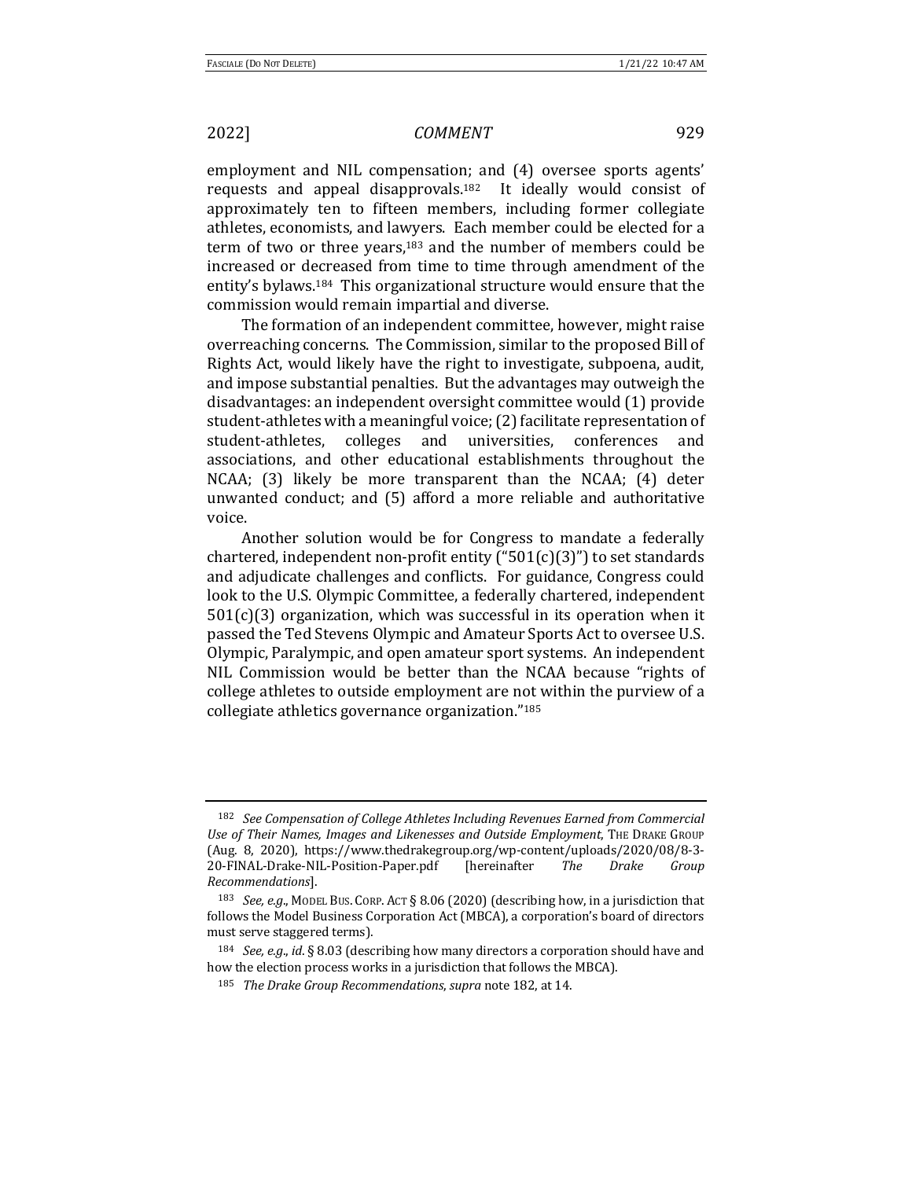employment and NIL compensation; and (4) oversee sports agents' requests and appeal disapprovals.[182] It ideally would consist of approximately ten to fifteen members, including former collegiate athletes, economists, and lawyers. Each member could be elected for a term of two or three years,[183] and the number of members could be increased or decreased from time to time through amendment of the entity's bylaws.[184] This organizational structure would ensure that the commission would remain impartial and diverse.

The formation of an independent committee, however, might raise overreaching concerns. The Commission, similar to the proposed Bill of Rights Act, would likely have the right to investigate, subpoena, audit, and impose substantial penalties. But the advantages may outweigh the disadvantages: an independent oversight committee would (1) provide student-athletes with a meaningful voice; (2) facilitate representation of student-athletes, colleges and universities, conferences and associations, and other educational establishments throughout the NCAA; (3) likely be more transparent than the NCAA; (4) deter unwanted conduct; and (5) afford a more reliable and authoritative voice.

Another solution would be for Congress to mandate a federally chartered, independent non-profit entity ("501(c)(3)") to set standards and adjudicate challenges and conflicts. For guidance, Congress could look to the U.S. Olympic Committee, a federally chartered, independent 501(c)(3) organization, which was successful in its operation when it passed the Ted Stevens Olympic and Amateur Sports Act to oversee U.S. Olympic, Paralympic, and open amateur sport systems. An independent NIL Commission would be better than the NCAA because "rights of college athletes to outside employment are not within the purview of a collegiate athletics governance organization."[185]

---

[182] *See Compensation of College Athletes Including Revenues Earned from Commercial Use of Their Names, Images and Likenesses and Outside Employment*, THE DRAKE GROUP (Aug. 8, 2020), https://www.thedrakegroup.org/wp-content/uploads/2020/08/8-3-20-FINAL-Drake-NIL-Position-Paper.pdf [hereinafter *The Drake Group Recommendations*].

[183] *See, e.g.*, MODEL BUS. CORP. ACT § 8.06 (2020) (describing how, in a jurisdiction that follows the Model Business Corporation Act (MBCA), a corporation's board of directors must serve staggered terms).

[184] *See, e.g.*, *id*. § 8.03 (describing how many directors a corporation should have and how the election process works in a jurisdiction that follows the MBCA).

[185] *The Drake Group Recommendations*, *supra* note 182, at 14.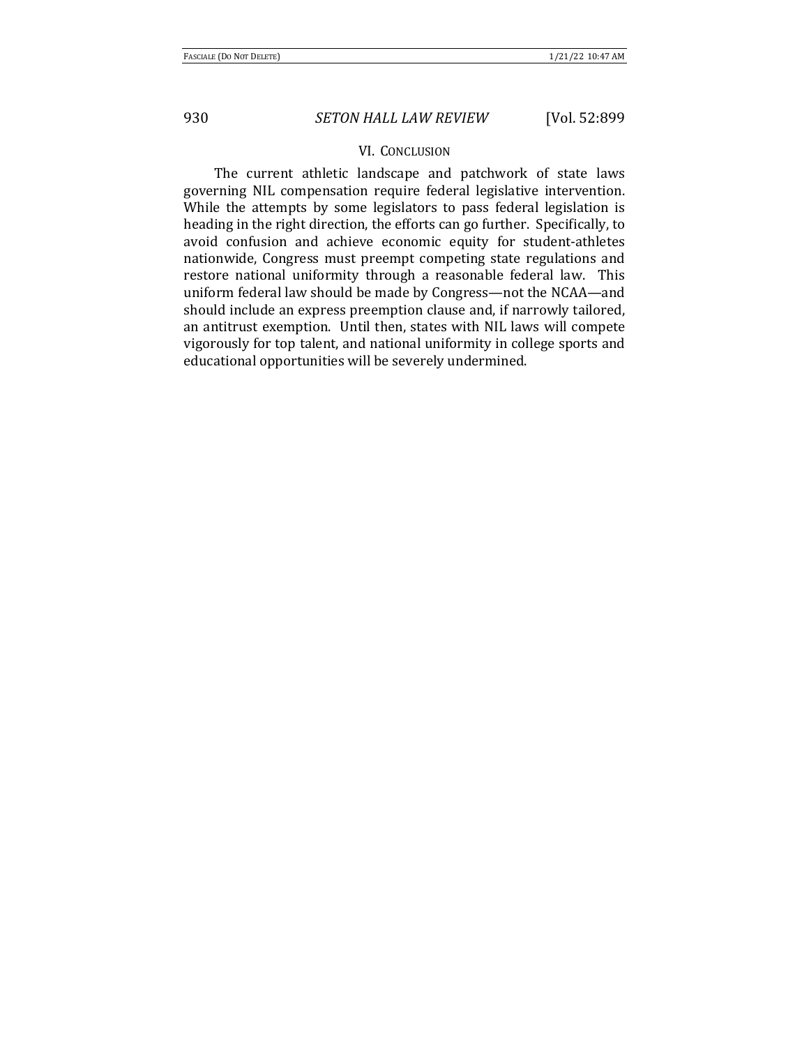## VI. Conclusion

The current athletic landscape and patchwork of state laws governing NIL compensation require federal legislative intervention. While the attempts by some legislators to pass federal legislation is heading in the right direction, the efforts can go further. Specifically, to avoid confusion and achieve economic equity for student-athletes nationwide, Congress must preempt competing state regulations and restore national uniformity through a reasonable federal law. This uniform federal law should be made by Congress—not the NCAA—and should include an express preemption clause and, if narrowly tailored, an antitrust exemption. Until then, states with NIL laws will compete vigorously for top talent, and national uniformity in college sports and educational opportunities will be severely undermined.